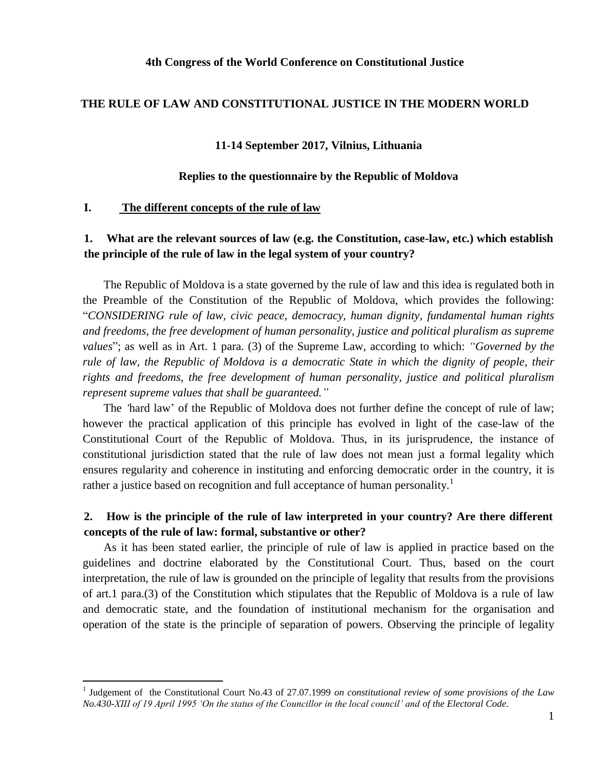**4th Congress of the World Conference on Constitutional Justice**

# THE RULE OF LAW AND CONSTITUTIONAL JUSTICE IN THE MODERN WORLD

**11-14 September 2017, Vilnius, Lithuania**

**Replies to the questionnaire by the Republic of Moldova**

## I. The different concepts of the rule of law

### 1. What are the relevant sources of law (e.g. the Constitution, case-law, etc.) which establish the principle of the rule of law in the legal system of your country?

The Republic of Moldova is a state governed by the rule of law and this idea is regulated both in the Preamble of the Constitution of the Republic of Moldova, which provides the following: "*CONSIDERING rule of law, civic peace, democracy, human dignity, fundamental human rights and freedoms, the free development of human personality, justice and political pluralism as supreme values*"; as well as in Art. 1 para. (3) of the Supreme Law, according to which: *"Governed by the rule of law, the Republic of Moldova is a democratic State in which the dignity of people, their rights and freedoms, the free development of human personality, justice and political pluralism represent supreme values that shall be guaranteed."*

The 'hard law' of the Republic of Moldova does not further define the concept of rule of law; however the practical application of this principle has evolved in light of the case-law of the Constitutional Court of the Republic of Moldova. Thus, in its jurisprudence, the instance of constitutional jurisdiction stated that the rule of law does not mean just a formal legality which ensures regularity and coherence in instituting and enforcing democratic order in the country, it is rather a justice based on recognition and full acceptance of human personality.[1]

### 2. How is the principle of the rule of law interpreted in your country? Are there different concepts of the rule of law: formal, substantive or other?

As it has been stated earlier, the principle of rule of law is applied in practice based on the guidelines and doctrine elaborated by the Constitutional Court. Thus, based on the court interpretation, the rule of law is grounded on the principle of legality that results from the provisions of art.1 para.(3) of the Constitution which stipulates that the Republic of Moldova is a rule of law and democratic state, and the foundation of institutional mechanism for the organisation and operation of the state is the principle of separation of powers. Observing the principle of legality

[1] Judgement of the Constitutional Court No.43 of 27.07.1999 *on constitutional review of some provisions of the Law No.430-XIII of 19 April 1995 'On the status of the Councillor in the local council' and of the Electoral Code*.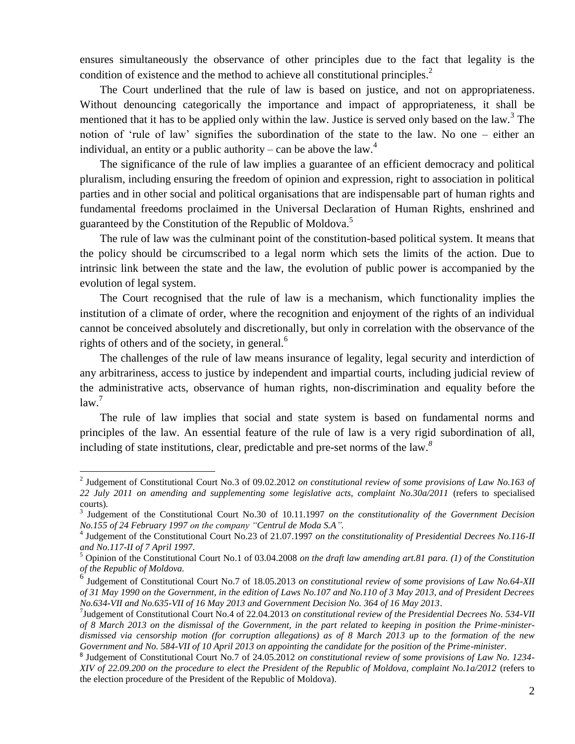ensures simultaneously the observance of other principles due to the fact that legality is the condition of existence and the method to achieve all constitutional principles.[2]

The Court underlined that the rule of law is based on justice, and not on appropriateness. Without denouncing categorically the importance and impact of appropriateness, it shall be mentioned that it has to be applied only within the law. Justice is served only based on the law.[3] The notion of 'rule of law' signifies the subordination of the state to the law. No one – either an individual, an entity or a public authority – can be above the law.[4]

The significance of the rule of law implies a guarantee of an efficient democracy and political pluralism, including ensuring the freedom of opinion and expression, right to association in political parties and in other social and political organisations that are indispensable part of human rights and fundamental freedoms proclaimed in the Universal Declaration of Human Rights, enshrined and guaranteed by the Constitution of the Republic of Moldova.[5]

The rule of law was the culminant point of the constitution-based political system. It means that the policy should be circumscribed to a legal norm which sets the limits of the action. Due to intrinsic link between the state and the law, the evolution of public power is accompanied by the evolution of legal system.

The Court recognised that the rule of law is a mechanism, which functionality implies the institution of a climate of order, where the recognition and enjoyment of the rights of an individual cannot be conceived absolutely and discretionally, but only in correlation with the observance of the rights of others and of the society, in general.[6]

The challenges of the rule of law means insurance of legality, legal security and interdiction of any arbitrariness, access to justice by independent and impartial courts, including judicial review of the administrative acts, observance of human rights, non-discrimination and equality before the law.[7]

The rule of law implies that social and state system is based on fundamental norms and principles of the law. An essential feature of the rule of law is a very rigid subordination of all, including of state institutions, clear, predictable and pre-set norms of the law.[8]

---

[2] Judgement of Constitutional Court No.3 of 09.02.2012 *on constitutional review of some provisions of Law No.163 of 22 July 2011 on amending and supplementing some legislative acts, complaint No.30a/2011* (refers to specialised courts).

[3] Judgement of the Constitutional Court No.30 of 10.11.1997 *on the constitutionality of the Government Decision No.155 of 24 February 1997 on the company "Centrul de Moda S.A".*

[4] Judgement of the Constitutional Court No.23 of 21.07.1997 *on the constitutionality of Presidential Decrees No.116-II and No.117-II of 7 April 1997*.

[5] Opinion of the Constitutional Court No.1 of 03.04.2008 *on the draft law amending art.81 para. (1) of the Constitution of the Republic of Moldova.*

[6] Judgement of Constitutional Court No.7 of 18.05.2013 *on constitutional review of some provisions of Law No.64-XII of 31 May 1990 on the Government, in the edition of Laws No.107 and No.110 of 3 May 2013, and of President Decrees No.634-VII and No.635-VII of 16 May 2013 and Government Decision No. 364 of 16 May 2013*.

[7] Judgement of Constitutional Court No.4 of 22.04.2013 *on constitutional review of the Presidential Decrees No. 534-VII of 8 March 2013 on the dismissal of the Government, in the part related to keeping in position the Prime-minister-dismissed via censorship motion (for corruption allegations) as of 8 March 2013 up to the formation of the new Government and No. 584-VII of 10 April 2013 on appointing the candidate for the position of the Prime-minister.*

[8] Judgement of Constitutional Court No.7 of 24.05.2012 *on constitutional review of some provisions of Law No. 1234-XIV of 22.09.200 on the procedure to elect the President of the Republic of Moldova, complaint No.1a/2012* (refers to the election procedure of the President of the Republic of Moldova).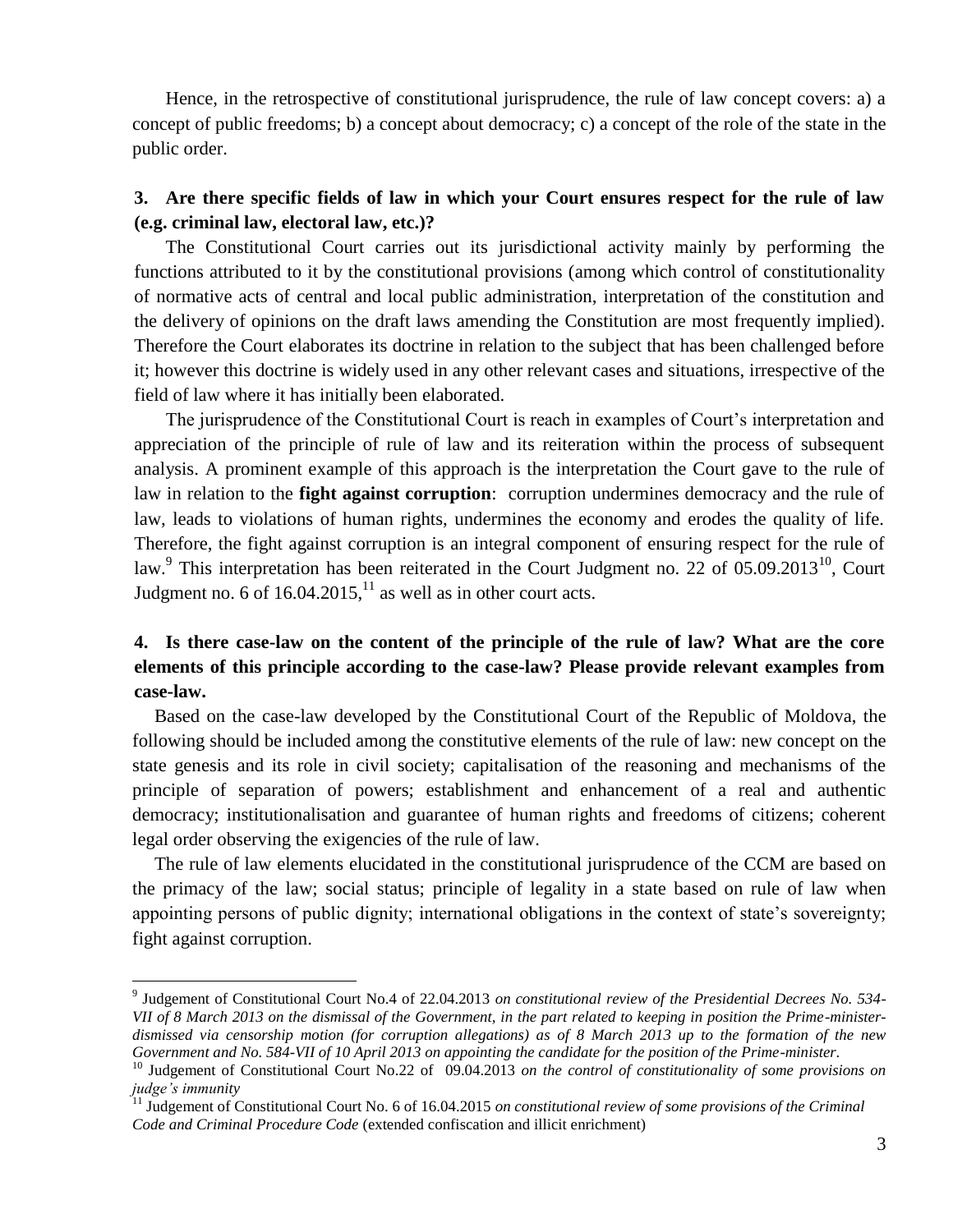Hence, in the retrospective of constitutional jurisprudence, the rule of law concept covers: a) a concept of public freedoms; b) a concept about democracy; c) a concept of the role of the state in the public order.

## 3. Are there specific fields of law in which your Court ensures respect for the rule of law (e.g. criminal law, electoral law, etc.)?

The Constitutional Court carries out its jurisdictional activity mainly by performing the functions attributed to it by the constitutional provisions (among which control of constitutionality of normative acts of central and local public administration, interpretation of the constitution and the delivery of opinions on the draft laws amending the Constitution are most frequently implied). Therefore the Court elaborates its doctrine in relation to the subject that has been challenged before it; however this doctrine is widely used in any other relevant cases and situations, irrespective of the field of law where it has initially been elaborated.

The jurisprudence of the Constitutional Court is reach in examples of Court's interpretation and appreciation of the principle of rule of law and its reiteration within the process of subsequent analysis. A prominent example of this approach is the interpretation the Court gave to the rule of law in relation to the **fight against corruption**: corruption undermines democracy and the rule of law, leads to violations of human rights, undermines the economy and erodes the quality of life. Therefore, the fight against corruption is an integral component of ensuring respect for the rule of law.[9] This interpretation has been reiterated in the Court Judgment no. 22 of 05.09.2013[10], Court Judgment no. 6 of 16.04.2015,[11] as well as in other court acts.

## 4. Is there case-law on the content of the principle of the rule of law? What are the core elements of this principle according to the case-law? Please provide relevant examples from case-law.

Based on the case-law developed by the Constitutional Court of the Republic of Moldova, the following should be included among the constitutive elements of the rule of law: new concept on the state genesis and its role in civil society; capitalisation of the reasoning and mechanisms of the principle of separation of powers; establishment and enhancement of a real and authentic democracy; institutionalisation and guarantee of human rights and freedoms of citizens; coherent legal order observing the exigencies of the rule of law.

The rule of law elements elucidated in the constitutional jurisprudence of the CCM are based on the primacy of the law; social status; principle of legality in a state based on rule of law when appointing persons of public dignity; international obligations in the context of state's sovereignty; fight against corruption.

---

[9] Judgement of Constitutional Court No.4 of 22.04.2013 *on constitutional review of the Presidential Decrees No. 534-VII of 8 March 2013 on the dismissal of the Government, in the part related to keeping in position the Prime-minister-dismissed via censorship motion (for corruption allegations) as of 8 March 2013 up to the formation of the new Government and No. 584-VII of 10 April 2013 on appointing the candidate for the position of the Prime-minister.*

[10] Judgement of Constitutional Court No.22 of 09.04.2013 *on the control of constitutionality of some provisions on judge's immunity*

[11] Judgement of Constitutional Court No. 6 of 16.04.2015 *on constitutional review of some provisions of the Criminal Code and Criminal Procedure Code* (extended confiscation and illicit enrichment)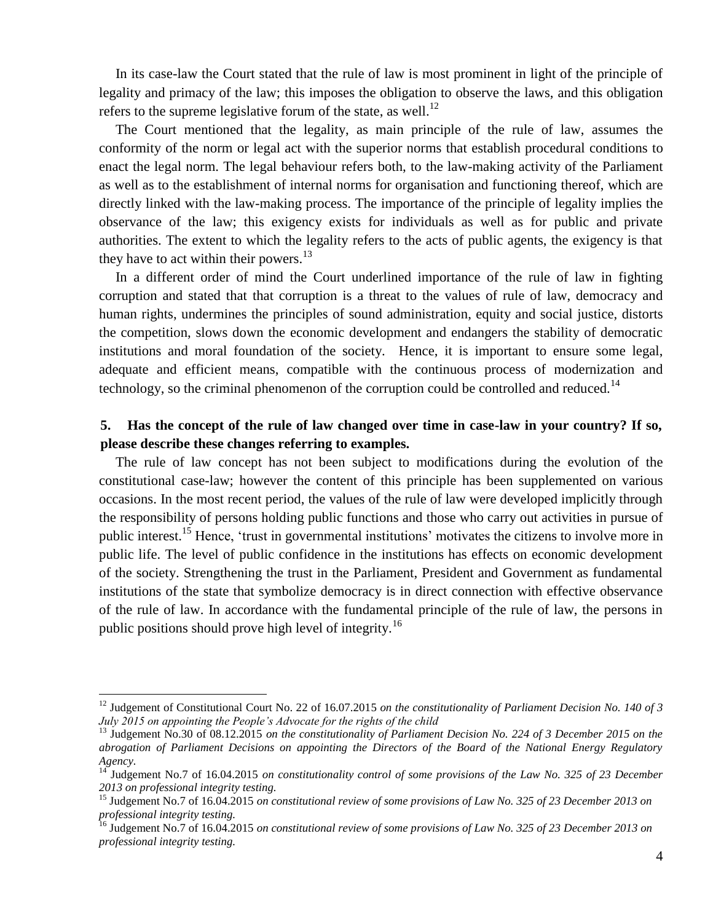In its case-law the Court stated that the rule of law is most prominent in light of the principle of legality and primacy of the law; this imposes the obligation to observe the laws, and this obligation refers to the supreme legislative forum of the state, as well.[12]

The Court mentioned that the legality, as main principle of the rule of law, assumes the conformity of the norm or legal act with the superior norms that establish procedural conditions to enact the legal norm. The legal behaviour refers both, to the law-making activity of the Parliament as well as to the establishment of internal norms for organisation and functioning thereof, which are directly linked with the law-making process. The importance of the principle of legality implies the observance of the law; this exigency exists for individuals as well as for public and private authorities. The extent to which the legality refers to the acts of public agents, the exigency is that they have to act within their powers.[13]

In a different order of mind the Court underlined importance of the rule of law in fighting corruption and stated that that corruption is a threat to the values of rule of law, democracy and human rights, undermines the principles of sound administration, equity and social justice, distorts the competition, slows down the economic development and endangers the stability of democratic institutions and moral foundation of the society. Hence, it is important to ensure some legal, adequate and efficient means, compatible with the continuous process of modernization and technology, so the criminal phenomenon of the corruption could be controlled and reduced.[14]

### 5. Has the concept of the rule of law changed over time in case-law in your country? If so, please describe these changes referring to examples.

The rule of law concept has not been subject to modifications during the evolution of the constitutional case-law; however the content of this principle has been supplemented on various occasions. In the most recent period, the values of the rule of law were developed implicitly through the responsibility of persons holding public functions and those who carry out activities in pursue of public interest.[15] Hence, 'trust in governmental institutions' motivates the citizens to involve more in public life. The level of public confidence in the institutions has effects on economic development of the society. Strengthening the trust in the Parliament, President and Government as fundamental institutions of the state that symbolize democracy is in direct connection with effective observance of the rule of law. In accordance with the fundamental principle of the rule of law, the persons in public positions should prove high level of integrity.[16]

---

[12] Judgement of Constitutional Court No. 22 of 16.07.2015 *on the constitutionality of Parliament Decision No. 140 of 3 July 2015 on appointing the People's Advocate for the rights of the child*

[13] Judgement No.30 of 08.12.2015 *on the constitutionality of Parliament Decision No. 224 of 3 December 2015 on the abrogation of Parliament Decisions on appointing the Directors of the Board of the National Energy Regulatory Agency.*

[14] Judgement No.7 of 16.04.2015 *on constitutionality control of some provisions of the Law No. 325 of 23 December 2013 on professional integrity testing.*

[15] Judgement No.7 of 16.04.2015 *on constitutional review of some provisions of Law No. 325 of 23 December 2013 on professional integrity testing.*

[16] Judgement No.7 of 16.04.2015 *on constitutional review of some provisions of Law No. 325 of 23 December 2013 on professional integrity testing.*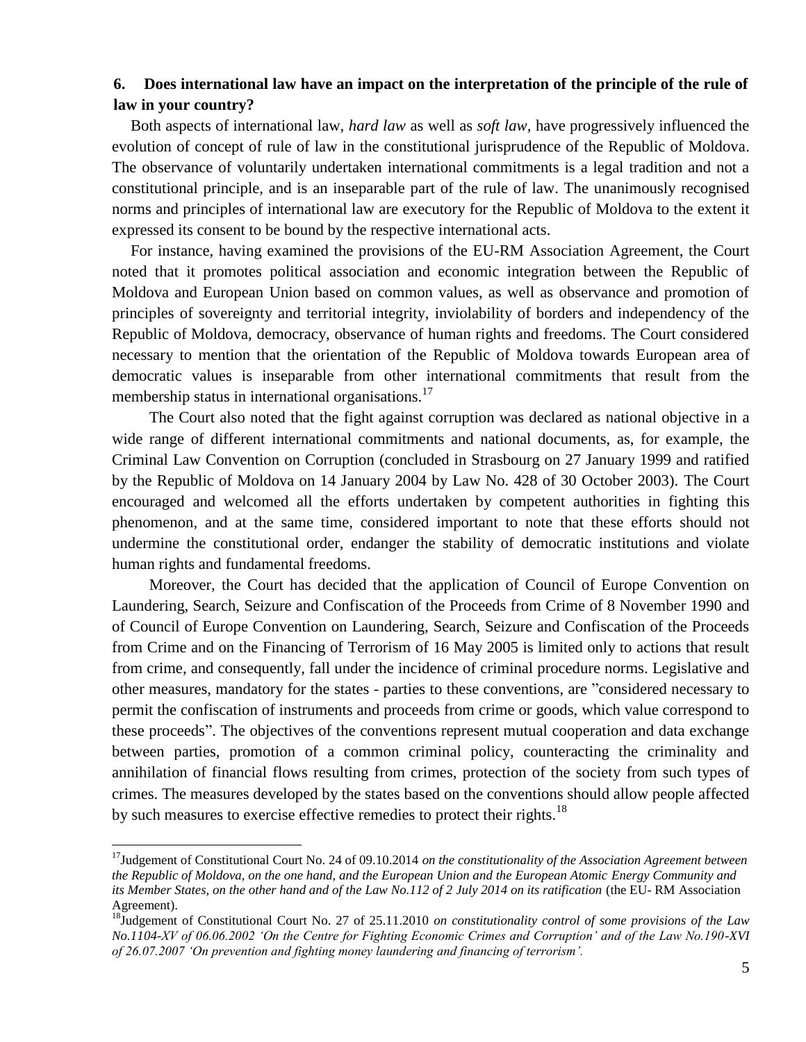## 6. Does international law have an impact on the interpretation of the principle of the rule of law in your country?

Both aspects of international law, *hard law* as well as *soft law*, have progressively influenced the evolution of concept of rule of law in the constitutional jurisprudence of the Republic of Moldova. The observance of voluntarily undertaken international commitments is a legal tradition and not a constitutional principle, and is an inseparable part of the rule of law. The unanimously recognised norms and principles of international law are executory for the Republic of Moldova to the extent it expressed its consent to be bound by the respective international acts.

For instance, having examined the provisions of the EU-RM Association Agreement, the Court noted that it promotes political association and economic integration between the Republic of Moldova and European Union based on common values, as well as observance and promotion of principles of sovereignty and territorial integrity, inviolability of borders and independency of the Republic of Moldova, democracy, observance of human rights and freedoms. The Court considered necessary to mention that the orientation of the Republic of Moldova towards European area of democratic values is inseparable from other international commitments that result from the membership status in international organisations.[17]

The Court also noted that the fight against corruption was declared as national objective in a wide range of different international commitments and national documents, as, for example, the Criminal Law Convention on Corruption (concluded in Strasbourg on 27 January 1999 and ratified by the Republic of Moldova on 14 January 2004 by Law No. 428 of 30 October 2003). The Court encouraged and welcomed all the efforts undertaken by competent authorities in fighting this phenomenon, and at the same time, considered important to note that these efforts should not undermine the constitutional order, endanger the stability of democratic institutions and violate human rights and fundamental freedoms.

Moreover, the Court has decided that the application of Council of Europe Convention on Laundering, Search, Seizure and Confiscation of the Proceeds from Crime of 8 November 1990 and of Council of Europe Convention on Laundering, Search, Seizure and Confiscation of the Proceeds from Crime and on the Financing of Terrorism of 16 May 2005 is limited only to actions that result from crime, and consequently, fall under the incidence of criminal procedure norms. Legislative and other measures, mandatory for the states - parties to these conventions, are "considered necessary to permit the confiscation of instruments and proceeds from crime or goods, which value correspond to these proceeds". The objectives of the conventions represent mutual cooperation and data exchange between parties, promotion of a common criminal policy, counteracting the criminality and annihilation of financial flows resulting from crimes, protection of the society from such types of crimes. The measures developed by the states based on the conventions should allow people affected by such measures to exercise effective remedies to protect their rights.[18]

---

[17] Judgement of Constitutional Court No. 24 of 09.10.2014 *on the constitutionality of the Association Agreement between the Republic of Moldova, on the one hand, and the European Union and the European Atomic Energy Community and its Member States, on the other hand and of the Law No.112 of 2 July 2014 on its ratification* (the EU- RM Association Agreement).

[18] Judgement of Constitutional Court No. 27 of 25.11.2010 *on constitutionality control of some provisions of the Law No.1104-XV of 06.06.2002 'On the Centre for Fighting Economic Crimes and Corruption' and of the Law No.190-XVI of 26.07.2007 'On prevention and fighting money laundering and financing of terrorism'.*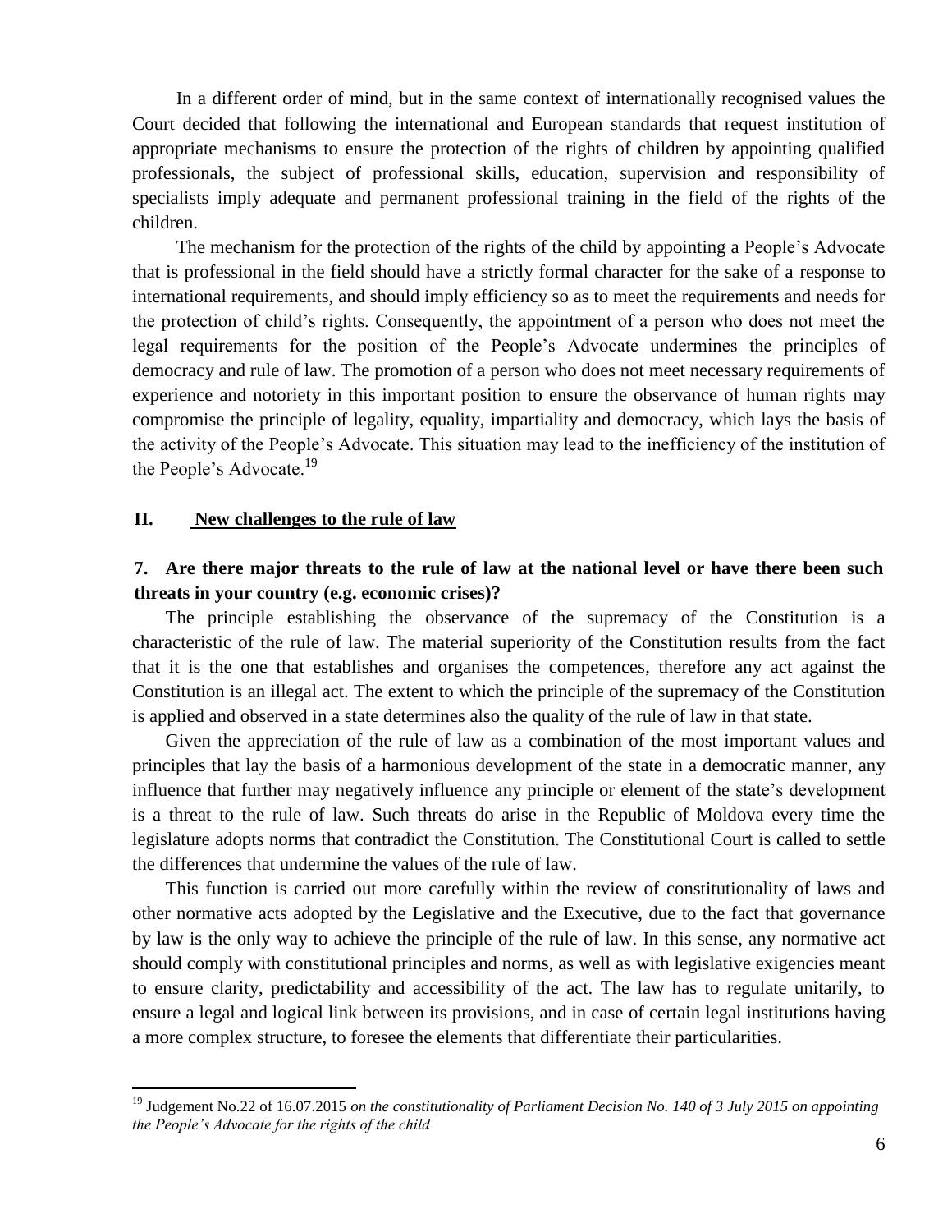In a different order of mind, but in the same context of internationally recognised values the Court decided that following the international and European standards that request institution of appropriate mechanisms to ensure the protection of the rights of children by appointing qualified professionals, the subject of professional skills, education, supervision and responsibility of specialists imply adequate and permanent professional training in the field of the rights of the children.

The mechanism for the protection of the rights of the child by appointing a People's Advocate that is professional in the field should have a strictly formal character for the sake of a response to international requirements, and should imply efficiency so as to meet the requirements and needs for the protection of child's rights. Consequently, the appointment of a person who does not meet the legal requirements for the position of the People's Advocate undermines the principles of democracy and rule of law. The promotion of a person who does not meet necessary requirements of experience and notoriety in this important position to ensure the observance of human rights may compromise the principle of legality, equality, impartiality and democracy, which lays the basis of the activity of the People's Advocate. This situation may lead to the inefficiency of the institution of the People's Advocate.[19]

## II. New challenges to the rule of law

### 7. Are there major threats to the rule of law at the national level or have there been such threats in your country (e.g. economic crises)?

The principle establishing the observance of the supremacy of the Constitution is a characteristic of the rule of law. The material superiority of the Constitution results from the fact that it is the one that establishes and organises the competences, therefore any act against the Constitution is an illegal act. The extent to which the principle of the supremacy of the Constitution is applied and observed in a state determines also the quality of the rule of law in that state.

Given the appreciation of the rule of law as a combination of the most important values and principles that lay the basis of a harmonious development of the state in a democratic manner, any influence that further may negatively influence any principle or element of the state's development is a threat to the rule of law. Such threats do arise in the Republic of Moldova every time the legislature adopts norms that contradict the Constitution. The Constitutional Court is called to settle the differences that undermine the values of the rule of law.

This function is carried out more carefully within the review of constitutionality of laws and other normative acts adopted by the Legislative and the Executive, due to the fact that governance by law is the only way to achieve the principle of the rule of law. In this sense, any normative act should comply with constitutional principles and norms, as well as with legislative exigencies meant to ensure clarity, predictability and accessibility of the act. The law has to regulate unitarily, to ensure a legal and logical link between its provisions, and in case of certain legal institutions having a more complex structure, to foresee the elements that differentiate their particularities.

---

[19] Judgement No.22 of 16.07.2015 *on the constitutionality of Parliament Decision No. 140 of 3 July 2015 on appointing the People's Advocate for the rights of the child*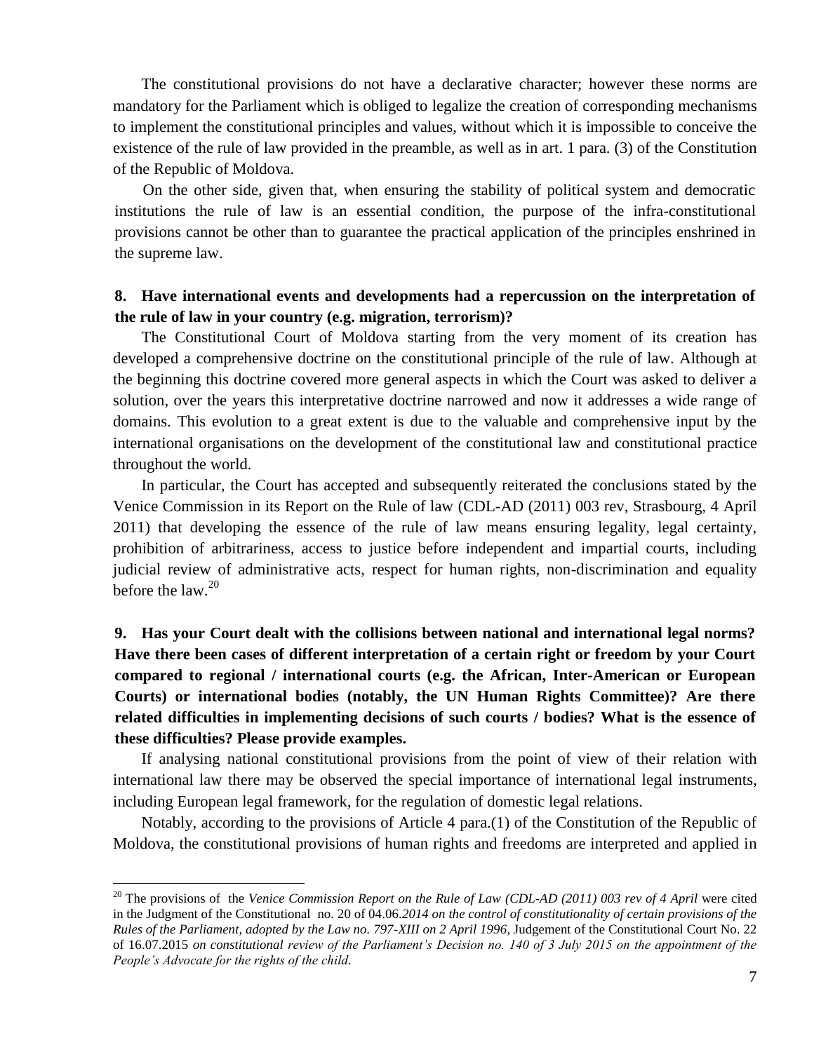The constitutional provisions do not have a declarative character; however these norms are mandatory for the Parliament which is obliged to legalize the creation of corresponding mechanisms to implement the constitutional principles and values, without which it is impossible to conceive the existence of the rule of law provided in the preamble, as well as in art. 1 para. (3) of the Constitution of the Republic of Moldova.

On the other side, given that, when ensuring the stability of political system and democratic institutions the rule of law is an essential condition, the purpose of the infra-constitutional provisions cannot be other than to guarantee the practical application of the principles enshrined in the supreme law.

**8. Have international events and developments had a repercussion on the interpretation of the rule of law in your country (e.g. migration, terrorism)?**

The Constitutional Court of Moldova starting from the very moment of its creation has developed a comprehensive doctrine on the constitutional principle of the rule of law. Although at the beginning this doctrine covered more general aspects in which the Court was asked to deliver a solution, over the years this interpretative doctrine narrowed and now it addresses a wide range of domains. This evolution to a great extent is due to the valuable and comprehensive input by the international organisations on the development of the constitutional law and constitutional practice throughout the world.

In particular, the Court has accepted and subsequently reiterated the conclusions stated by the Venice Commission in its Report on the Rule of law (CDL-AD (2011) 003 rev, Strasbourg, 4 April 2011) that developing the essence of the rule of law means ensuring legality, legal certainty, prohibition of arbitrariness, access to justice before independent and impartial courts, including judicial review of administrative acts, respect for human rights, non-discrimination and equality before the law.[20]

**9. Has your Court dealt with the collisions between national and international legal norms? Have there been cases of different interpretation of a certain right or freedom by your Court compared to regional / international courts (e.g. the African, Inter-American or European Courts) or international bodies (notably, the UN Human Rights Committee)? Are there related difficulties in implementing decisions of such courts / bodies? What is the essence of these difficulties? Please provide examples.**

If analysing national constitutional provisions from the point of view of their relation with international law there may be observed the special importance of international legal instruments, including European legal framework, for the regulation of domestic legal relations.

Notably, according to the provisions of Article 4 para.(1) of the Constitution of the Republic of Moldova, the constitutional provisions of human rights and freedoms are interpreted and applied in

---

[20] The provisions of the *Venice Commission Report on the Rule of Law (CDL-AD (2011) 003 rev of 4 April* were cited in the Judgment of the Constitutional no. 20 of 04.06.*2014 on the control of constitutionality of certain provisions of the Rules of the Parliament, adopted by the Law no. 797-XIII on 2 April 1996*, Judgement of the Constitutional Court No. 22 of 16.07.2015 *on constitutional review of the Parliament's Decision no. 140 of 3 July 2015 on the appointment of the People's Advocate for the rights of the child.*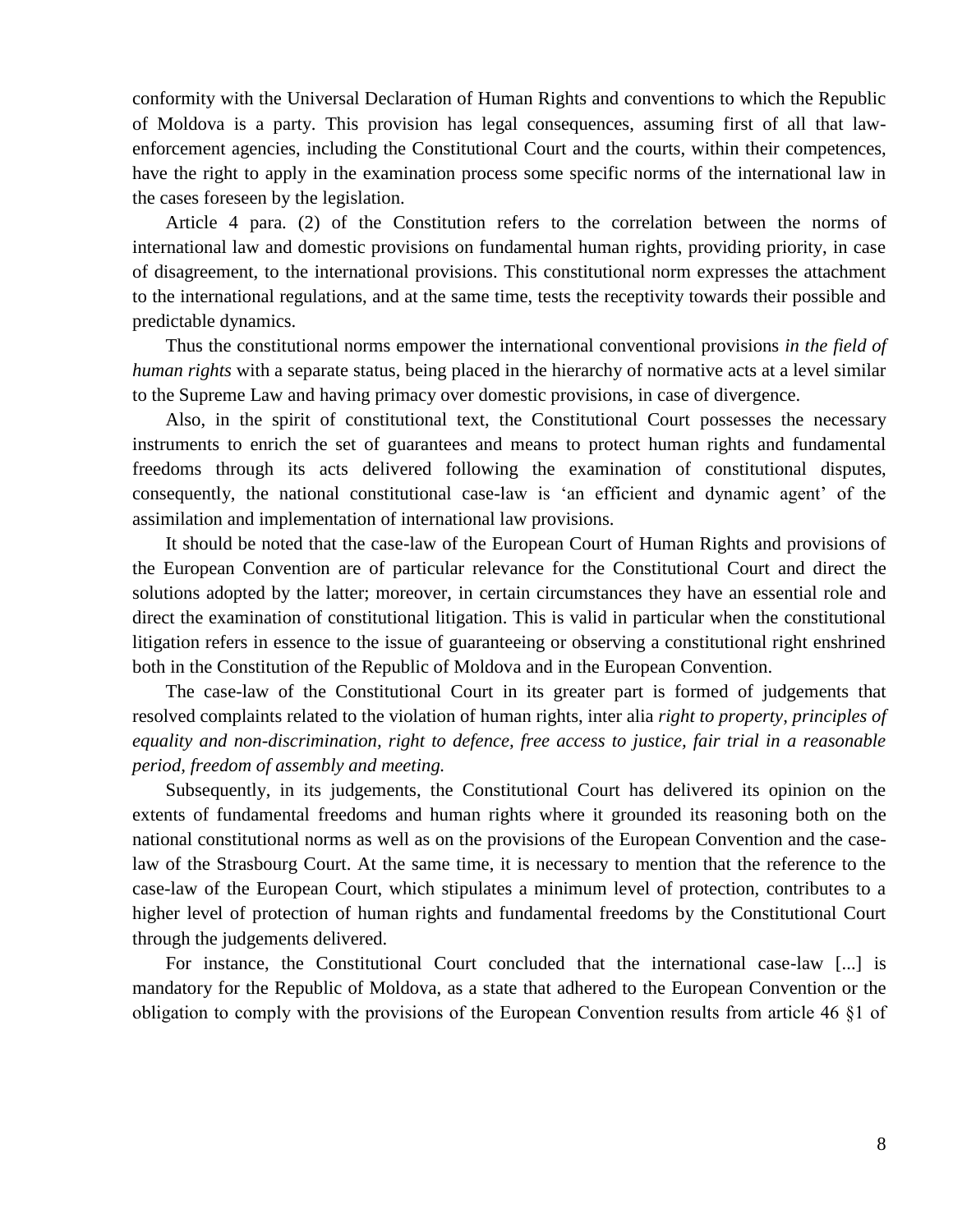conformity with the Universal Declaration of Human Rights and conventions to which the Republic of Moldova is a party. This provision has legal consequences, assuming first of all that law-enforcement agencies, including the Constitutional Court and the courts, within their competences, have the right to apply in the examination process some specific norms of the international law in the cases foreseen by the legislation.

Article 4 para. (2) of the Constitution refers to the correlation between the norms of international law and domestic provisions on fundamental human rights, providing priority, in case of disagreement, to the international provisions. This constitutional norm expresses the attachment to the international regulations, and at the same time, tests the receptivity towards their possible and predictable dynamics.

Thus the constitutional norms empower the international conventional provisions *in the field of human rights* with a separate status, being placed in the hierarchy of normative acts at a level similar to the Supreme Law and having primacy over domestic provisions, in case of divergence.

Also, in the spirit of constitutional text, the Constitutional Court possesses the necessary instruments to enrich the set of guarantees and means to protect human rights and fundamental freedoms through its acts delivered following the examination of constitutional disputes, consequently, the national constitutional case-law is 'an efficient and dynamic agent' of the assimilation and implementation of international law provisions.

It should be noted that the case-law of the European Court of Human Rights and provisions of the European Convention are of particular relevance for the Constitutional Court and direct the solutions adopted by the latter; moreover, in certain circumstances they have an essential role and direct the examination of constitutional litigation. This is valid in particular when the constitutional litigation refers in essence to the issue of guaranteeing or observing a constitutional right enshrined both in the Constitution of the Republic of Moldova and in the European Convention.

The case-law of the Constitutional Court in its greater part is formed of judgements that resolved complaints related to the violation of human rights, inter alia *right to property, principles of equality and non-discrimination, right to defence, free access to justice, fair trial in a reasonable period, freedom of assembly and meeting.*

Subsequently, in its judgements, the Constitutional Court has delivered its opinion on the extents of fundamental freedoms and human rights where it grounded its reasoning both on the national constitutional norms as well as on the provisions of the European Convention and the case-law of the Strasbourg Court. At the same time, it is necessary to mention that the reference to the case-law of the European Court, which stipulates a minimum level of protection, contributes to a higher level of protection of human rights and fundamental freedoms by the Constitutional Court through the judgements delivered.

For instance, the Constitutional Court concluded that the international case-law [...] is mandatory for the Republic of Moldova, as a state that adhered to the European Convention or the obligation to comply with the provisions of the European Convention results from article 46 §1 of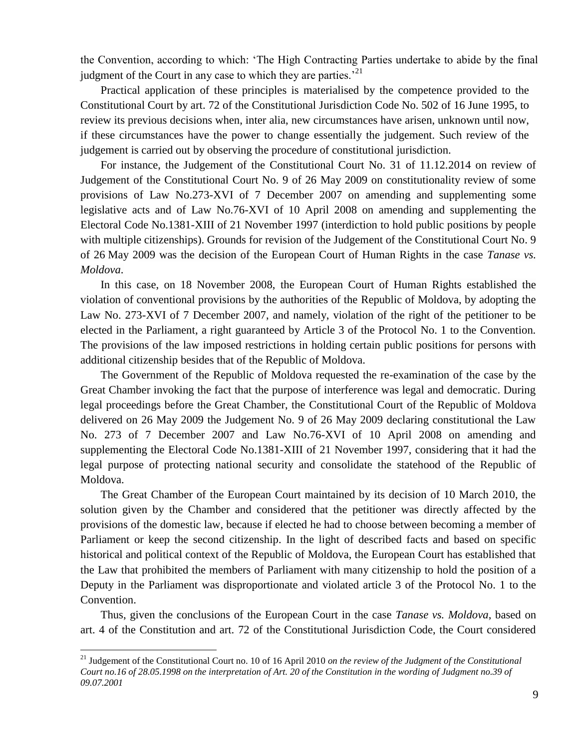the Convention, according to which: 'The High Contracting Parties undertake to abide by the final judgment of the Court in any case to which they are parties.'[21]

Practical application of these principles is materialised by the competence provided to the Constitutional Court by art. 72 of the Constitutional Jurisdiction Code No. 502 of 16 June 1995, to review its previous decisions when, inter alia, new circumstances have arisen, unknown until now, if these circumstances have the power to change essentially the judgement. Such review of the judgement is carried out by observing the procedure of constitutional jurisdiction.

For instance, the Judgement of the Constitutional Court No. 31 of 11.12.2014 on review of Judgement of the Constitutional Court No. 9 of 26 May 2009 on constitutionality review of some provisions of Law No.273-XVI of 7 December 2007 on amending and supplementing some legislative acts and of Law No.76-XVI of 10 April 2008 on amending and supplementing the Electoral Code No.1381-XIII of 21 November 1997 (interdiction to hold public positions by people with multiple citizenships). Grounds for revision of the Judgement of the Constitutional Court No. 9 of 26 May 2009 was the decision of the European Court of Human Rights in the case *Tanase vs. Moldova*.

In this case, on 18 November 2008, the European Court of Human Rights established the violation of conventional provisions by the authorities of the Republic of Moldova, by adopting the Law No. 273-XVI of 7 December 2007, and namely, violation of the right of the petitioner to be elected in the Parliament, a right guaranteed by Article 3 of the Protocol No. 1 to the Convention. The provisions of the law imposed restrictions in holding certain public positions for persons with additional citizenship besides that of the Republic of Moldova.

The Government of the Republic of Moldova requested the re-examination of the case by the Great Chamber invoking the fact that the purpose of interference was legal and democratic. During legal proceedings before the Great Chamber, the Constitutional Court of the Republic of Moldova delivered on 26 May 2009 the Judgement No. 9 of 26 May 2009 declaring constitutional the Law No. 273 of 7 December 2007 and Law No.76-XVI of 10 April 2008 on amending and supplementing the Electoral Code No.1381-XIII of 21 November 1997, considering that it had the legal purpose of protecting national security and consolidate the statehood of the Republic of Moldova.

The Great Chamber of the European Court maintained by its decision of 10 March 2010, the solution given by the Chamber and considered that the petitioner was directly affected by the provisions of the domestic law, because if elected he had to choose between becoming a member of Parliament or keep the second citizenship. In the light of described facts and based on specific historical and political context of the Republic of Moldova, the European Court has established that the Law that prohibited the members of Parliament with many citizenship to hold the position of a Deputy in the Parliament was disproportionate and violated article 3 of the Protocol No. 1 to the Convention.

Thus, given the conclusions of the European Court in the case *Tanase vs. Moldova*, based on art. 4 of the Constitution and art. 72 of the Constitutional Jurisdiction Code, the Court considered

---

[21] Judgement of the Constitutional Court no. 10 of 16 April 2010 *on the review of the Judgment of the Constitutional Court no.16 of 28.05.1998 on the interpretation of Art. 20 of the Constitution in the wording of Judgment no.39 of 09.07.2001*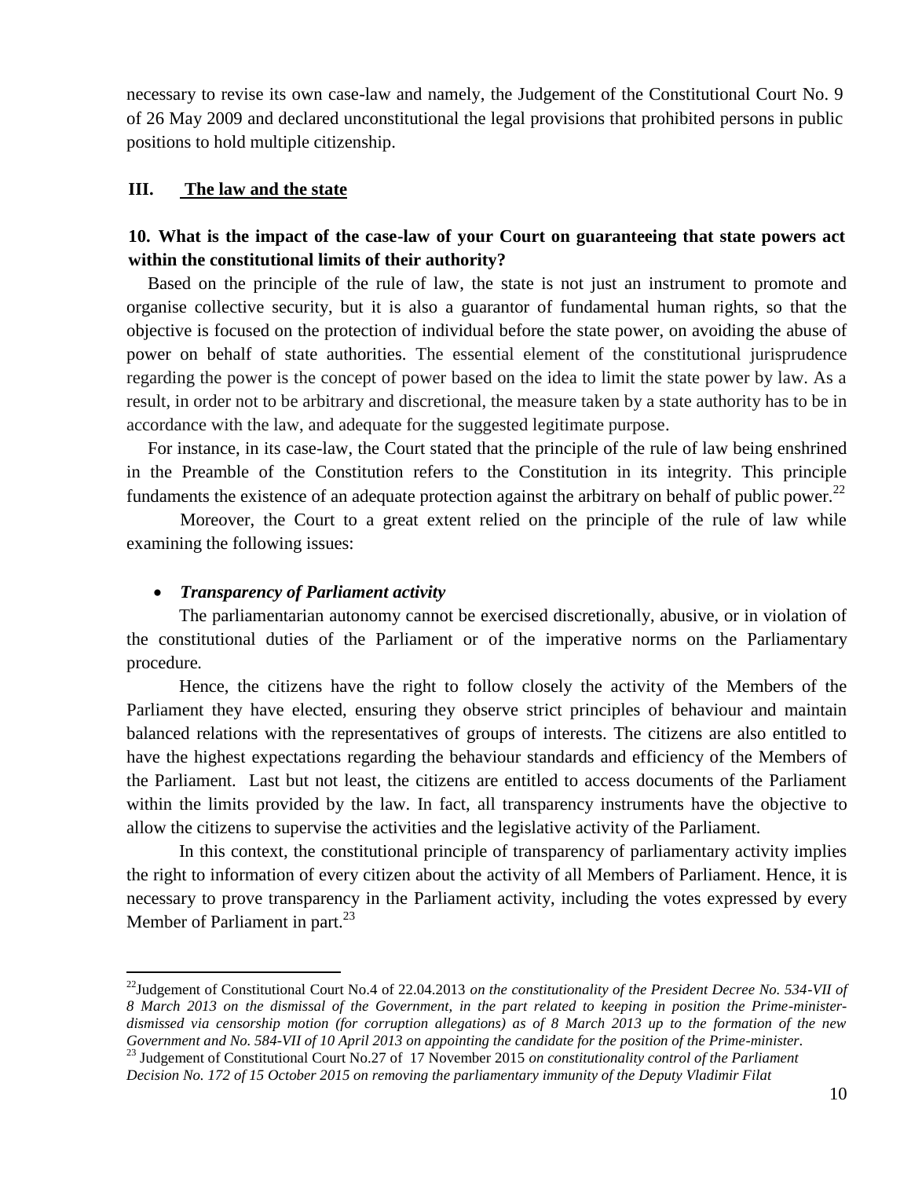necessary to revise its own case-law and namely, the Judgement of the Constitutional Court No. 9 of 26 May 2009 and declared unconstitutional the legal provisions that prohibited persons in public positions to hold multiple citizenship.

## III. The law and the state

### 10. What is the impact of the case-law of your Court on guaranteeing that state powers act within the constitutional limits of their authority?

Based on the principle of the rule of law, the state is not just an instrument to promote and organise collective security, but it is also a guarantor of fundamental human rights, so that the objective is focused on the protection of individual before the state power, on avoiding the abuse of power on behalf of state authorities. The essential element of the constitutional jurisprudence regarding the power is the concept of power based on the idea to limit the state power by law. As a result, in order not to be arbitrary and discretional, the measure taken by a state authority has to be in accordance with the law, and adequate for the suggested legitimate purpose.

For instance, in its case-law, the Court stated that the principle of the rule of law being enshrined in the Preamble of the Constitution refers to the Constitution in its integrity. This principle fundaments the existence of an adequate protection against the arbitrary on behalf of public power.[22]

Moreover, the Court to a great extent relied on the principle of the rule of law while examining the following issues:

- ***Transparency of Parliament activity***

The parliamentarian autonomy cannot be exercised discretionally, abusive, or in violation of the constitutional duties of the Parliament or of the imperative norms on the Parliamentary procedure.

Hence, the citizens have the right to follow closely the activity of the Members of the Parliament they have elected, ensuring they observe strict principles of behaviour and maintain balanced relations with the representatives of groups of interests. The citizens are also entitled to have the highest expectations regarding the behaviour standards and efficiency of the Members of the Parliament. Last but not least, the citizens are entitled to access documents of the Parliament within the limits provided by the law. In fact, all transparency instruments have the objective to allow the citizens to supervise the activities and the legislative activity of the Parliament.

In this context, the constitutional principle of transparency of parliamentary activity implies the right to information of every citizen about the activity of all Members of Parliament. Hence, it is necessary to prove transparency in the Parliament activity, including the votes expressed by every Member of Parliament in part.[23]

---

[22] Judgement of Constitutional Court No.4 of 22.04.2013 *on the constitutionality of the President Decree No. 534-VII of 8 March 2013 on the dismissal of the Government, in the part related to keeping in position the Prime-minister-dismissed via censorship motion (for corruption allegations) as of 8 March 2013 up to the formation of the new Government and No. 584-VII of 10 April 2013 on appointing the candidate for the position of the Prime-minister.*

[23] Judgement of Constitutional Court No.27 of 17 November 2015 *on constitutionality control of the Parliament Decision No. 172 of 15 October 2015 on removing the parliamentary immunity of the Deputy Vladimir Filat*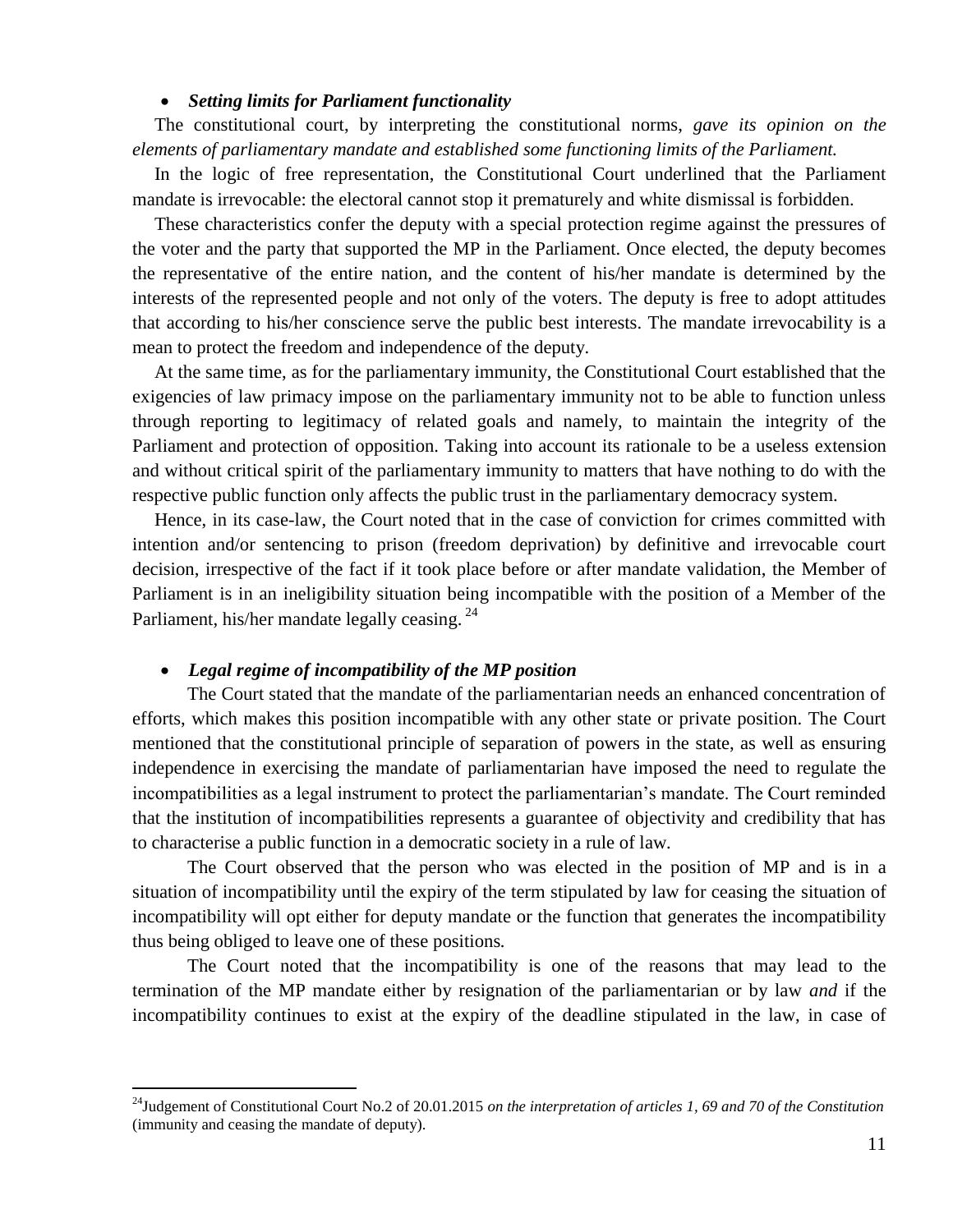- ***Setting limits for Parliament functionality***

The constitutional court, by interpreting the constitutional norms, *gave its opinion on the elements of parliamentary mandate and established some functioning limits of the Parliament.*

In the logic of free representation, the Constitutional Court underlined that the Parliament mandate is irrevocable: the electoral cannot stop it prematurely and white dismissal is forbidden.

These characteristics confer the deputy with a special protection regime against the pressures of the voter and the party that supported the MP in the Parliament. Once elected, the deputy becomes the representative of the entire nation, and the content of his/her mandate is determined by the interests of the represented people and not only of the voters. The deputy is free to adopt attitudes that according to his/her conscience serve the public best interests. The mandate irrevocability is a mean to protect the freedom and independence of the deputy.

At the same time, as for the parliamentary immunity, the Constitutional Court established that the exigencies of law primacy impose on the parliamentary immunity not to be able to function unless through reporting to legitimacy of related goals and namely, to maintain the integrity of the Parliament and protection of opposition. Taking into account its rationale to be a useless extension and without critical spirit of the parliamentary immunity to matters that have nothing to do with the respective public function only affects the public trust in the parliamentary democracy system.

Hence, in its case-law, the Court noted that in the case of conviction for crimes committed with intention and/or sentencing to prison (freedom deprivation) by definitive and irrevocable court decision, irrespective of the fact if it took place before or after mandate validation, the Member of Parliament is in an ineligibility situation being incompatible with the position of a Member of the Parliament, his/her mandate legally ceasing. [24]

- ***Legal regime of incompatibility of the MP position***

The Court stated that the mandate of the parliamentarian needs an enhanced concentration of efforts, which makes this position incompatible with any other state or private position. The Court mentioned that the constitutional principle of separation of powers in the state, as well as ensuring independence in exercising the mandate of parliamentarian have imposed the need to regulate the incompatibilities as a legal instrument to protect the parliamentarian's mandate. The Court reminded that the institution of incompatibilities represents a guarantee of objectivity and credibility that has to characterise a public function in a democratic society in a rule of law.

The Court observed that the person who was elected in the position of MP and is in a situation of incompatibility until the expiry of the term stipulated by law for ceasing the situation of incompatibility will opt either for deputy mandate or the function that generates the incompatibility thus being obliged to leave one of these positions.

The Court noted that the incompatibility is one of the reasons that may lead to the termination of the MP mandate either by resignation of the parliamentarian or by law *and* if the incompatibility continues to exist at the expiry of the deadline stipulated in the law, in case of

---

[24] Judgement of Constitutional Court No.2 of 20.01.2015 *on the interpretation of articles 1, 69 and 70 of the Constitution* (immunity and ceasing the mandate of deputy).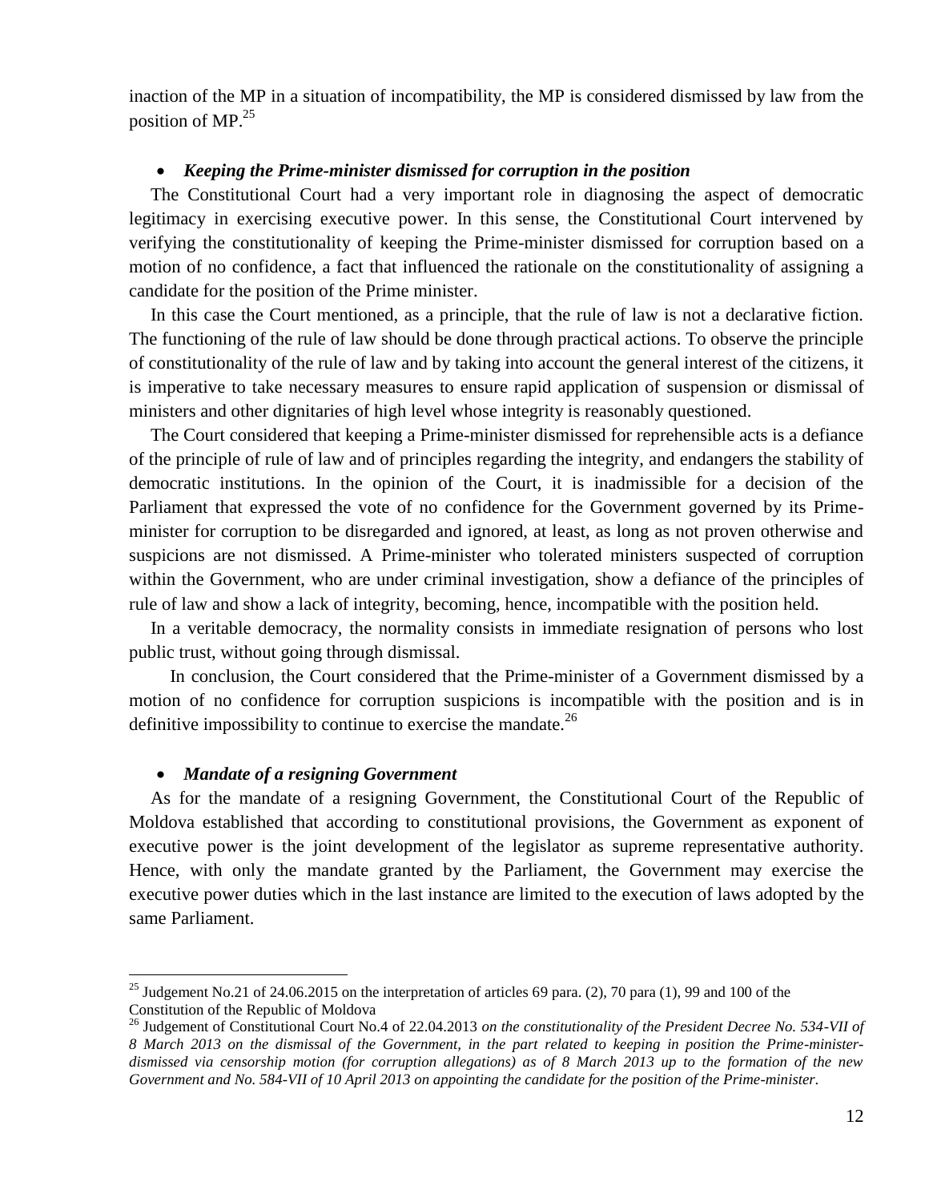inaction of the MP in a situation of incompatibility, the MP is considered dismissed by law from the position of MP.[25]

- ***Keeping the Prime-minister dismissed for corruption in the position***

The Constitutional Court had a very important role in diagnosing the aspect of democratic legitimacy in exercising executive power. In this sense, the Constitutional Court intervened by verifying the constitutionality of keeping the Prime-minister dismissed for corruption based on a motion of no confidence, a fact that influenced the rationale on the constitutionality of assigning a candidate for the position of the Prime minister.

In this case the Court mentioned, as a principle, that the rule of law is not a declarative fiction. The functioning of the rule of law should be done through practical actions. To observe the principle of constitutionality of the rule of law and by taking into account the general interest of the citizens, it is imperative to take necessary measures to ensure rapid application of suspension or dismissal of ministers and other dignitaries of high level whose integrity is reasonably questioned.

The Court considered that keeping a Prime-minister dismissed for reprehensible acts is a defiance of the principle of rule of law and of principles regarding the integrity, and endangers the stability of democratic institutions. In the opinion of the Court, it is inadmissible for a decision of the Parliament that expressed the vote of no confidence for the Government governed by its Prime-minister for corruption to be disregarded and ignored, at least, as long as not proven otherwise and suspicions are not dismissed. A Prime-minister who tolerated ministers suspected of corruption within the Government, who are under criminal investigation, show a defiance of the principles of rule of law and show a lack of integrity, becoming, hence, incompatible with the position held.

In a veritable democracy, the normality consists in immediate resignation of persons who lost public trust, without going through dismissal.

In conclusion, the Court considered that the Prime-minister of a Government dismissed by a motion of no confidence for corruption suspicions is incompatible with the position and is in definitive impossibility to continue to exercise the mandate.[26]

- ***Mandate of a resigning Government***

As for the mandate of a resigning Government, the Constitutional Court of the Republic of Moldova established that according to constitutional provisions, the Government as exponent of executive power is the joint development of the legislator as supreme representative authority. Hence, with only the mandate granted by the Parliament, the Government may exercise the executive power duties which in the last instance are limited to the execution of laws adopted by the same Parliament.

---

[25] Judgement No.21 of 24.06.2015 on the interpretation of articles 69 para. (2), 70 para (1), 99 and 100 of the Constitution of the Republic of Moldova

[26] Judgement of Constitutional Court No.4 of 22.04.2013 *on the constitutionality of the President Decree No. 534-VII of 8 March 2013 on the dismissal of the Government, in the part related to keeping in position the Prime-minister-dismissed via censorship motion (for corruption allegations) as of 8 March 2013 up to the formation of the new Government and No. 584-VII of 10 April 2013 on appointing the candidate for the position of the Prime-minister*.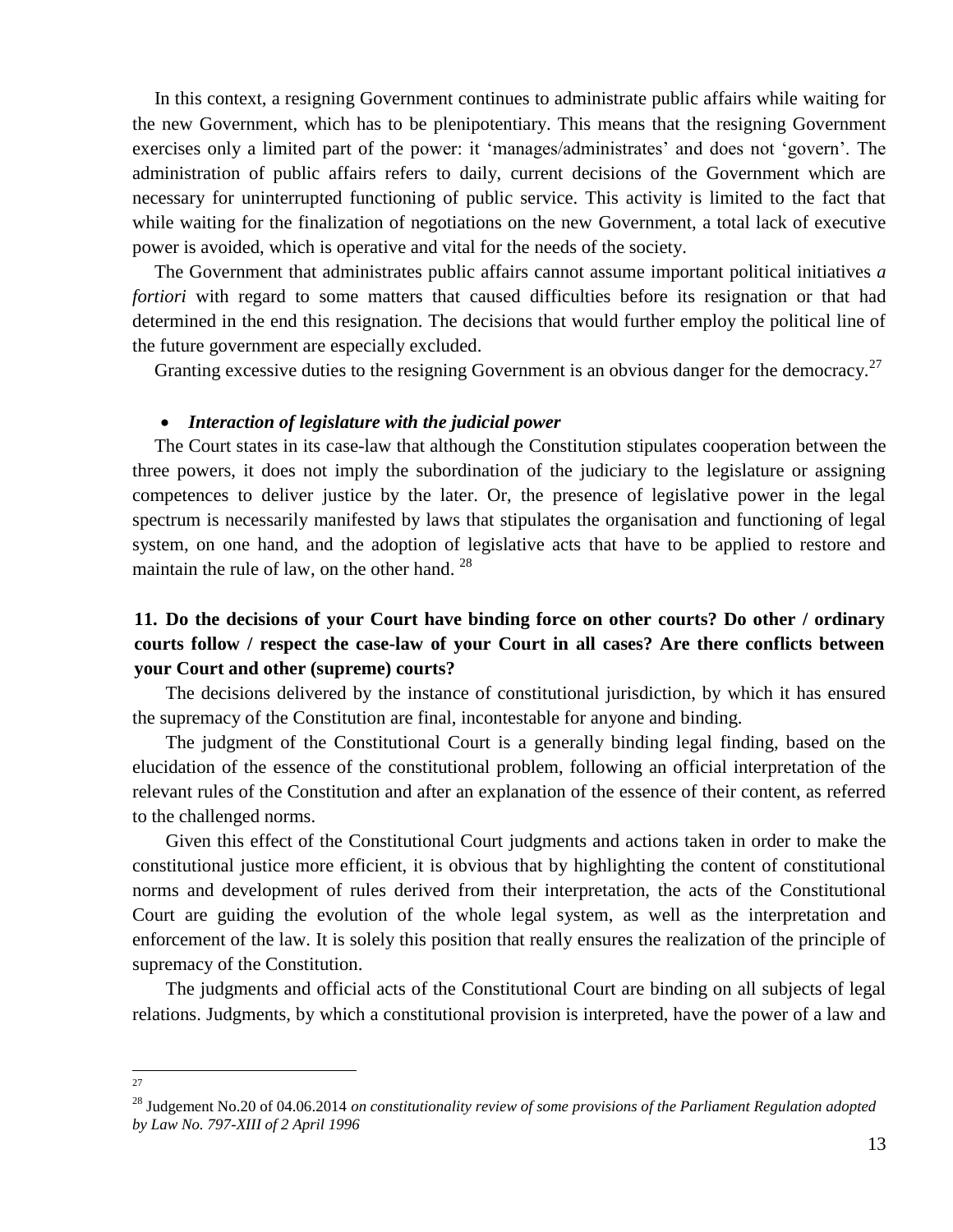In this context, a resigning Government continues to administrate public affairs while waiting for the new Government, which has to be plenipotentiary. This means that the resigning Government exercises only a limited part of the power: it 'manages/administrates' and does not 'govern'. The administration of public affairs refers to daily, current decisions of the Government which are necessary for uninterrupted functioning of public service. This activity is limited to the fact that while waiting for the finalization of negotiations on the new Government, a total lack of executive power is avoided, which is operative and vital for the needs of the society.

The Government that administrates public affairs cannot assume important political initiatives *a fortiori* with regard to some matters that caused difficulties before its resignation or that had determined in the end this resignation. The decisions that would further employ the political line of the future government are especially excluded.

Granting excessive duties to the resigning Government is an obvious danger for the democracy.[27]

- ***Interaction of legislature with the judicial power***

The Court states in its case-law that although the Constitution stipulates cooperation between the three powers, it does not imply the subordination of the judiciary to the legislature or assigning competences to deliver justice by the later. Or, the presence of legislative power in the legal spectrum is necessarily manifested by laws that stipulates the organisation and functioning of legal system, on one hand, and the adoption of legislative acts that have to be applied to restore and maintain the rule of law, on the other hand. [28]

## 11. Do the decisions of your Court have binding force on other courts? Do other / ordinary courts follow / respect the case-law of your Court in all cases? Are there conflicts between your Court and other (supreme) courts?

The decisions delivered by the instance of constitutional jurisdiction, by which it has ensured the supremacy of the Constitution are final, incontestable for anyone and binding.

The judgment of the Constitutional Court is a generally binding legal finding, based on the elucidation of the essence of the constitutional problem, following an official interpretation of the relevant rules of the Constitution and after an explanation of the essence of their content, as referred to the challenged norms.

Given this effect of the Constitutional Court judgments and actions taken in order to make the constitutional justice more efficient, it is obvious that by highlighting the content of constitutional norms and development of rules derived from their interpretation, the acts of the Constitutional Court are guiding the evolution of the whole legal system, as well as the interpretation and enforcement of the law. It is solely this position that really ensures the realization of the principle of supremacy of the Constitution.

The judgments and official acts of the Constitutional Court are binding on all subjects of legal relations. Judgments, by which a constitutional provision is interpreted, have the power of a law and

---

[27]

[28] Judgement No.20 of 04.06.2014 *on constitutionality review of some provisions of the Parliament Regulation adopted by Law No. 797-XIII of 2 April 1996*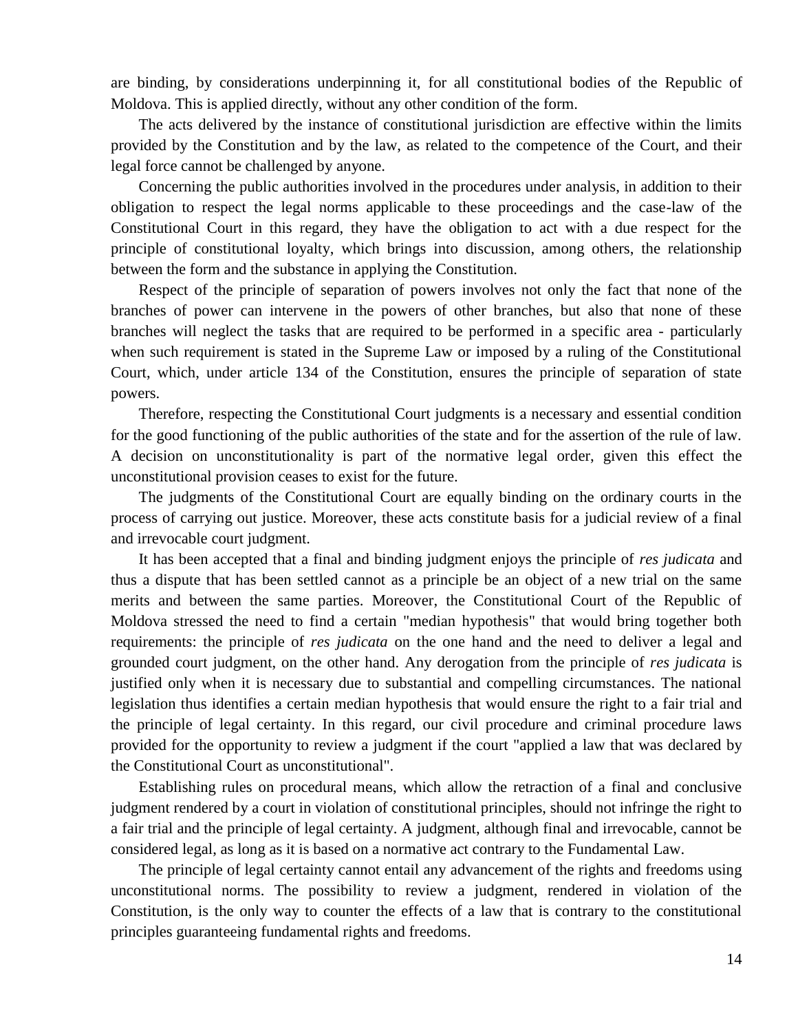are binding, by considerations underpinning it, for all constitutional bodies of the Republic of Moldova. This is applied directly, without any other condition of the form.

The acts delivered by the instance of constitutional jurisdiction are effective within the limits provided by the Constitution and by the law, as related to the competence of the Court, and their legal force cannot be challenged by anyone.

Concerning the public authorities involved in the procedures under analysis, in addition to their obligation to respect the legal norms applicable to these proceedings and the case-law of the Constitutional Court in this regard, they have the obligation to act with a due respect for the principle of constitutional loyalty, which brings into discussion, among others, the relationship between the form and the substance in applying the Constitution.

Respect of the principle of separation of powers involves not only the fact that none of the branches of power can intervene in the powers of other branches, but also that none of these branches will neglect the tasks that are required to be performed in a specific area - particularly when such requirement is stated in the Supreme Law or imposed by a ruling of the Constitutional Court, which, under article 134 of the Constitution, ensures the principle of separation of state powers.

Therefore, respecting the Constitutional Court judgments is a necessary and essential condition for the good functioning of the public authorities of the state and for the assertion of the rule of law. A decision on unconstitutionality is part of the normative legal order, given this effect the unconstitutional provision ceases to exist for the future.

The judgments of the Constitutional Court are equally binding on the ordinary courts in the process of carrying out justice. Moreover, these acts constitute basis for a judicial review of a final and irrevocable court judgment.

It has been accepted that a final and binding judgment enjoys the principle of *res judicata* and thus a dispute that has been settled cannot as a principle be an object of a new trial on the same merits and between the same parties. Moreover, the Constitutional Court of the Republic of Moldova stressed the need to find a certain "median hypothesis" that would bring together both requirements: the principle of *res judicata* on the one hand and the need to deliver a legal and grounded court judgment, on the other hand. Any derogation from the principle of *res judicata* is justified only when it is necessary due to substantial and compelling circumstances. The national legislation thus identifies a certain median hypothesis that would ensure the right to a fair trial and the principle of legal certainty. In this regard, our civil procedure and criminal procedure laws provided for the opportunity to review a judgment if the court "applied a law that was declared by the Constitutional Court as unconstitutional".

Establishing rules on procedural means, which allow the retraction of a final and conclusive judgment rendered by a court in violation of constitutional principles, should not infringe the right to a fair trial and the principle of legal certainty. A judgment, although final and irrevocable, cannot be considered legal, as long as it is based on a normative act contrary to the Fundamental Law.

The principle of legal certainty cannot entail any advancement of the rights and freedoms using unconstitutional norms. The possibility to review a judgment, rendered in violation of the Constitution, is the only way to counter the effects of a law that is contrary to the constitutional principles guaranteeing fundamental rights and freedoms.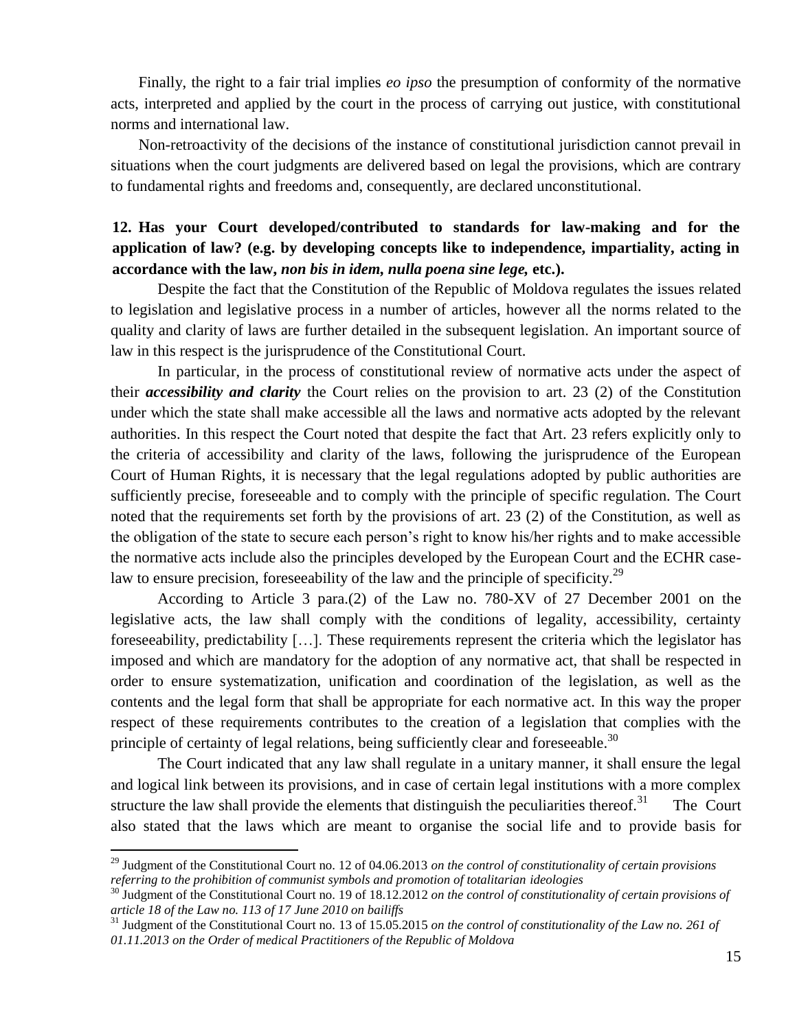Finally, the right to a fair trial implies *eo ipso* the presumption of conformity of the normative acts, interpreted and applied by the court in the process of carrying out justice, with constitutional norms and international law.

Non-retroactivity of the decisions of the instance of constitutional jurisdiction cannot prevail in situations when the court judgments are delivered based on legal the provisions, which are contrary to fundamental rights and freedoms and, consequently, are declared unconstitutional.

**12. Has your Court developed/contributed to standards for law-making and for the application of law? (e.g. by developing concepts like to independence, impartiality, acting in accordance with the law, *non bis in idem, nulla poena sine lege,* etc.).**

Despite the fact that the Constitution of the Republic of Moldova regulates the issues related to legislation and legislative process in a number of articles, however all the norms related to the quality and clarity of laws are further detailed in the subsequent legislation. An important source of law in this respect is the jurisprudence of the Constitutional Court.

In particular, in the process of constitutional review of normative acts under the aspect of their ***accessibility and clarity*** the Court relies on the provision to art. 23 (2) of the Constitution under which the state shall make accessible all the laws and normative acts adopted by the relevant authorities. In this respect the Court noted that despite the fact that Art. 23 refers explicitly only to the criteria of accessibility and clarity of the laws, following the jurisprudence of the European Court of Human Rights, it is necessary that the legal regulations adopted by public authorities are sufficiently precise, foreseeable and to comply with the principle of specific regulation. The Court noted that the requirements set forth by the provisions of art. 23 (2) of the Constitution, as well as the obligation of the state to secure each person's right to know his/her rights and to make accessible the normative acts include also the principles developed by the European Court and the ECHR case-law to ensure precision, foreseeability of the law and the principle of specificity.[29]

According to Article 3 para.(2) of the Law no. 780-XV of 27 December 2001 on the legislative acts, the law shall comply with the conditions of legality, accessibility, certainty foreseeability, predictability […]. These requirements represent the criteria which the legislator has imposed and which are mandatory for the adoption of any normative act, that shall be respected in order to ensure systematization, unification and coordination of the legislation, as well as the contents and the legal form that shall be appropriate for each normative act. In this way the proper respect of these requirements contributes to the creation of a legislation that complies with the principle of certainty of legal relations, being sufficiently clear and foreseeable.[30]

The Court indicated that any law shall regulate in a unitary manner, it shall ensure the legal and logical link between its provisions, and in case of certain legal institutions with a more complex structure the law shall provide the elements that distinguish the peculiarities thereof.[31] The Court also stated that the laws which are meant to organise the social life and to provide basis for

---

[29] Judgment of the Constitutional Court no. 12 of 04.06.2013 *on the control of constitutionality of certain provisions referring to the prohibition of communist symbols and promotion of totalitarian ideologies*

[30] Judgment of the Constitutional Court no. 19 of 18.12.2012 *on the control of constitutionality of certain provisions of article 18 of the Law no. 113 of 17 June 2010 on bailiffs*

[31] Judgment of the Constitutional Court no. 13 of 15.05.2015 *on the control of constitutionality of the Law no. 261 of 01.11.2013 on the Order of medical Practitioners of the Republic of Moldova*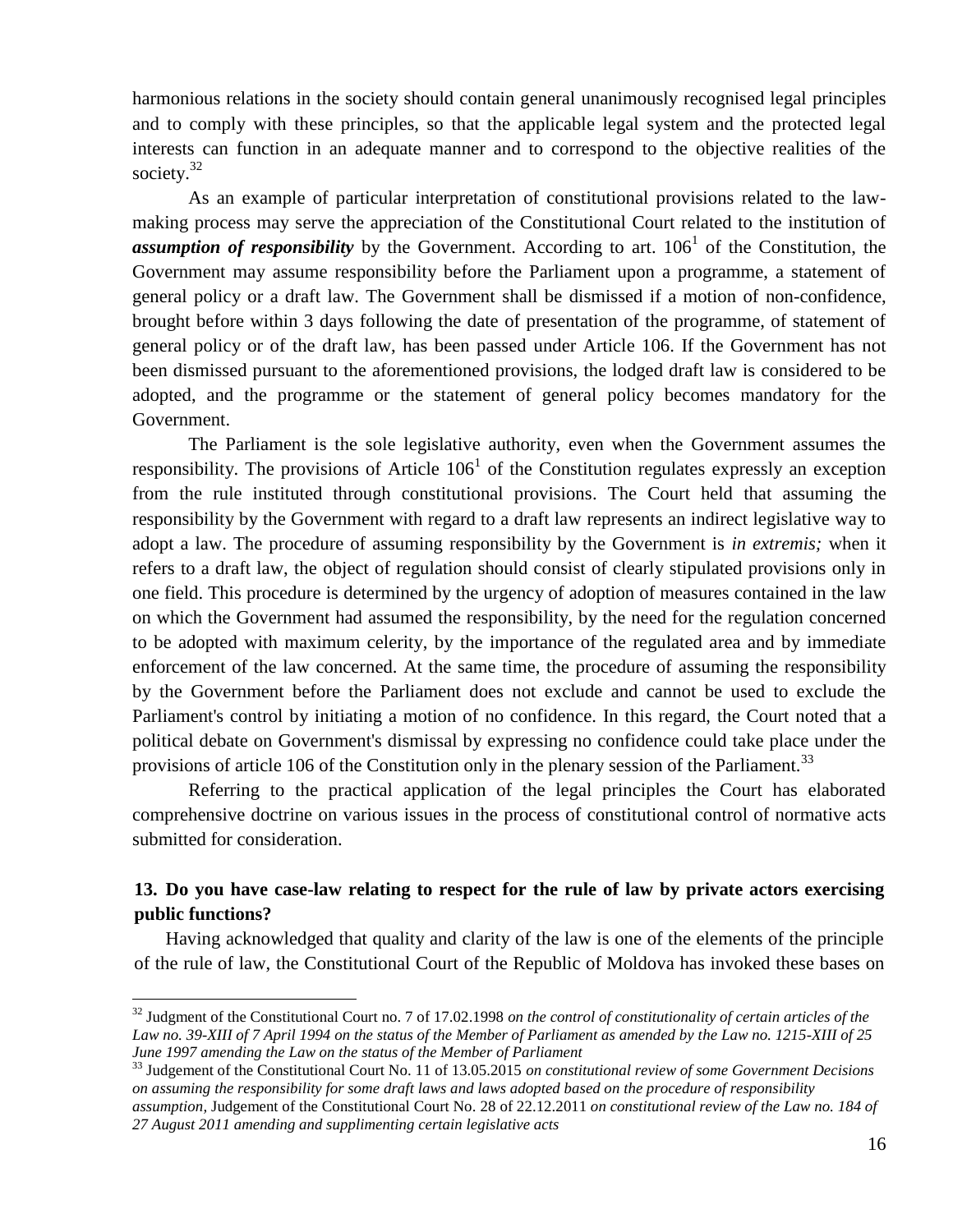harmonious relations in the society should contain general unanimously recognised legal principles and to comply with these principles, so that the applicable legal system and the protected legal interests can function in an adequate manner and to correspond to the objective realities of the society.[32]

As an example of particular interpretation of constitutional provisions related to the law-making process may serve the appreciation of the Constitutional Court related to the institution of ***assumption of responsibility*** by the Government. According to art. $106^1$ of the Constitution, the Government may assume responsibility before the Parliament upon a programme, a statement of general policy or a draft law. The Government shall be dismissed if a motion of non-confidence, brought before within 3 days following the date of presentation of the programme, of statement of general policy or of the draft law, has been passed under Article 106. If the Government has not been dismissed pursuant to the aforementioned provisions, the lodged draft law is considered to be adopted, and the programme or the statement of general policy becomes mandatory for the Government.

The Parliament is the sole legislative authority, even when the Government assumes the responsibility. The provisions of Article $106^1$ of the Constitution regulates expressly an exception from the rule instituted through constitutional provisions. The Court held that assuming the responsibility by the Government with regard to a draft law represents an indirect legislative way to adopt a law. The procedure of assuming responsibility by the Government is *in extremis;* when it refers to a draft law, the object of regulation should consist of clearly stipulated provisions only in one field. This procedure is determined by the urgency of adoption of measures contained in the law on which the Government had assumed the responsibility, by the need for the regulation concerned to be adopted with maximum celerity, by the importance of the regulated area and by immediate enforcement of the law concerned. At the same time, the procedure of assuming the responsibility by the Government before the Parliament does not exclude and cannot be used to exclude the Parliament's control by initiating a motion of no confidence. In this regard, the Court noted that a political debate on Government's dismissal by expressing no confidence could take place under the provisions of article 106 of the Constitution only in the plenary session of the Parliament.[33]

Referring to the practical application of the legal principles the Court has elaborated comprehensive doctrine on various issues in the process of constitutional control of normative acts submitted for consideration.

### 13. Do you have case-law relating to respect for the rule of law by private actors exercising public functions?

Having acknowledged that quality and clarity of the law is one of the elements of the principle of the rule of law, the Constitutional Court of the Republic of Moldova has invoked these bases on

---

[32] Judgment of the Constitutional Court no. 7 of 17.02.1998 *on the control of constitutionality of certain articles of the Law no. 39-XIII of 7 April 1994 on the status of the Member of Parliament as amended by the Law no. 1215-XIII of 25 June 1997 amending the Law on the status of the Member of Parliament*

[33] Judgement of the Constitutional Court No. 11 of 13.05.2015 *on constitutional review of some Government Decisions on assuming the responsibility for some draft laws and laws adopted based on the procedure of responsibility assumption,* Judgement of the Constitutional Court No. 28 of 22.12.2011 *on constitutional review of the Law no. 184 of 27 August 2011 amending and supplimenting certain legislative acts*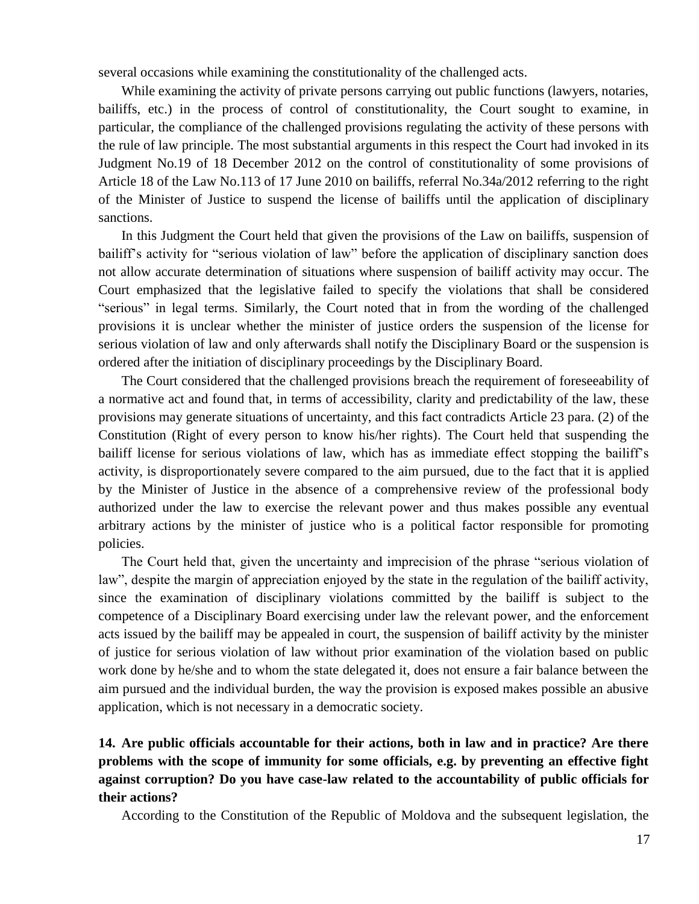several occasions while examining the constitutionality of the challenged acts.

While examining the activity of private persons carrying out public functions (lawyers, notaries, bailiffs, etc.) in the process of control of constitutionality, the Court sought to examine, in particular, the compliance of the challenged provisions regulating the activity of these persons with the rule of law principle. The most substantial arguments in this respect the Court had invoked in its Judgment No.19 of 18 December 2012 on the control of constitutionality of some provisions of Article 18 of the Law No.113 of 17 June 2010 on bailiffs, referral No.34a/2012 referring to the right of the Minister of Justice to suspend the license of bailiffs until the application of disciplinary sanctions.

In this Judgment the Court held that given the provisions of the Law on bailiffs, suspension of bailiff's activity for "serious violation of law" before the application of disciplinary sanction does not allow accurate determination of situations where suspension of bailiff activity may occur. The Court emphasized that the legislative failed to specify the violations that shall be considered "serious" in legal terms. Similarly, the Court noted that in from the wording of the challenged provisions it is unclear whether the minister of justice orders the suspension of the license for serious violation of law and only afterwards shall notify the Disciplinary Board or the suspension is ordered after the initiation of disciplinary proceedings by the Disciplinary Board.

The Court considered that the challenged provisions breach the requirement of foreseeability of a normative act and found that, in terms of accessibility, clarity and predictability of the law, these provisions may generate situations of uncertainty, and this fact contradicts Article 23 para. (2) of the Constitution (Right of every person to know his/her rights). The Court held that suspending the bailiff license for serious violations of law, which has as immediate effect stopping the bailiff's activity, is disproportionately severe compared to the aim pursued, due to the fact that it is applied by the Minister of Justice in the absence of a comprehensive review of the professional body authorized under the law to exercise the relevant power and thus makes possible any eventual arbitrary actions by the minister of justice who is a political factor responsible for promoting policies.

The Court held that, given the uncertainty and imprecision of the phrase "serious violation of law", despite the margin of appreciation enjoyed by the state in the regulation of the bailiff activity, since the examination of disciplinary violations committed by the bailiff is subject to the competence of a Disciplinary Board exercising under law the relevant power, and the enforcement acts issued by the bailiff may be appealed in court, the suspension of bailiff activity by the minister of justice for serious violation of law without prior examination of the violation based on public work done by he/she and to whom the state delegated it, does not ensure a fair balance between the aim pursued and the individual burden, the way the provision is exposed makes possible an abusive application, which is not necessary in a democratic society.

**14. Are public officials accountable for their actions, both in law and in practice? Are there problems with the scope of immunity for some officials, e.g. by preventing an effective fight against corruption? Do you have case-law related to the accountability of public officials for their actions?**

According to the Constitution of the Republic of Moldova and the subsequent legislation, the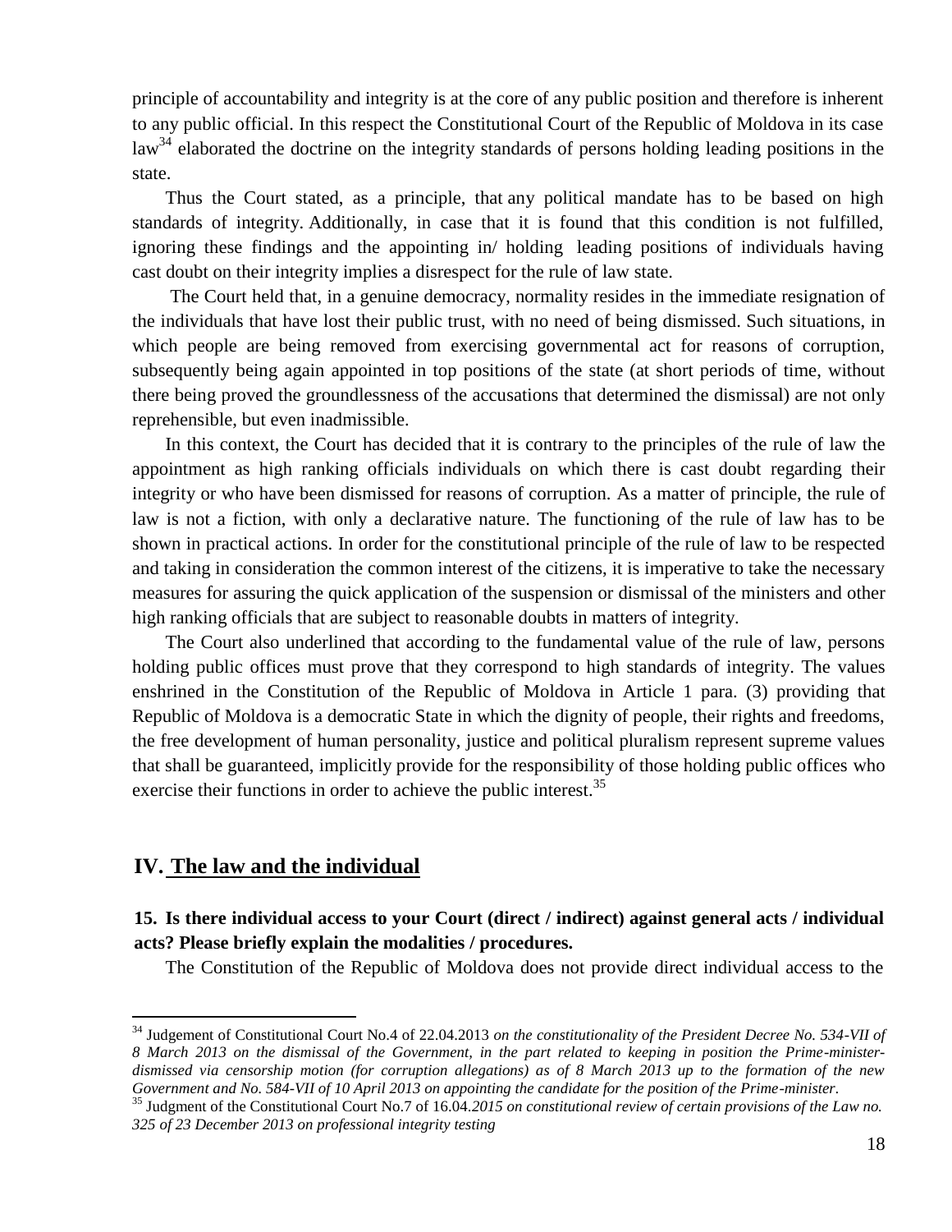principle of accountability and integrity is at the core of any public position and therefore is inherent to any public official. In this respect the Constitutional Court of the Republic of Moldova in its case law[34] elaborated the doctrine on the integrity standards of persons holding leading positions in the state.

Thus the Court stated, as a principle, that any political mandate has to be based on high standards of integrity. Additionally, in case that it is found that this condition is not fulfilled, ignoring these findings and the appointing in/ holding leading positions of individuals having cast doubt on their integrity implies a disrespect for the rule of law state.

The Court held that, in a genuine democracy, normality resides in the immediate resignation of the individuals that have lost their public trust, with no need of being dismissed. Such situations, in which people are being removed from exercising governmental act for reasons of corruption, subsequently being again appointed in top positions of the state (at short periods of time, without there being proved the groundlessness of the accusations that determined the dismissal) are not only reprehensible, but even inadmissible.

In this context, the Court has decided that it is contrary to the principles of the rule of law the appointment as high ranking officials individuals on which there is cast doubt regarding their integrity or who have been dismissed for reasons of corruption. As a matter of principle, the rule of law is not a fiction, with only a declarative nature. The functioning of the rule of law has to be shown in practical actions. In order for the constitutional principle of the rule of law to be respected and taking in consideration the common interest of the citizens, it is imperative to take the necessary measures for assuring the quick application of the suspension or dismissal of the ministers and other high ranking officials that are subject to reasonable doubts in matters of integrity.

The Court also underlined that according to the fundamental value of the rule of law, persons holding public offices must prove that they correspond to high standards of integrity. The values enshrined in the Constitution of the Republic of Moldova in Article 1 para. (3) providing that Republic of Moldova is a democratic State in which the dignity of people, their rights and freedoms, the free development of human personality, justice and political pluralism represent supreme values that shall be guaranteed, implicitly provide for the responsibility of those holding public offices who exercise their functions in order to achieve the public interest.[35]

## IV. The law and the individual

**15. Is there individual access to your Court (direct / indirect) against general acts / individual acts? Please briefly explain the modalities / procedures.**

The Constitution of the Republic of Moldova does not provide direct individual access to the

---

[34] Judgement of Constitutional Court No.4 of 22.04.2013 *on the constitutionality of the President Decree No. 534-VII of 8 March 2013 on the dismissal of the Government, in the part related to keeping in position the Prime-minister- dismissed via censorship motion (for corruption allegations) as of 8 March 2013 up to the formation of the new Government and No. 584-VII of 10 April 2013 on appointing the candidate for the position of the Prime-minister.*

[35] Judgment of the Constitutional Court No.7 of 16.04.*2015 on constitutional review of certain provisions of the Law no. 325 of 23 December 2013 on professional integrity testing*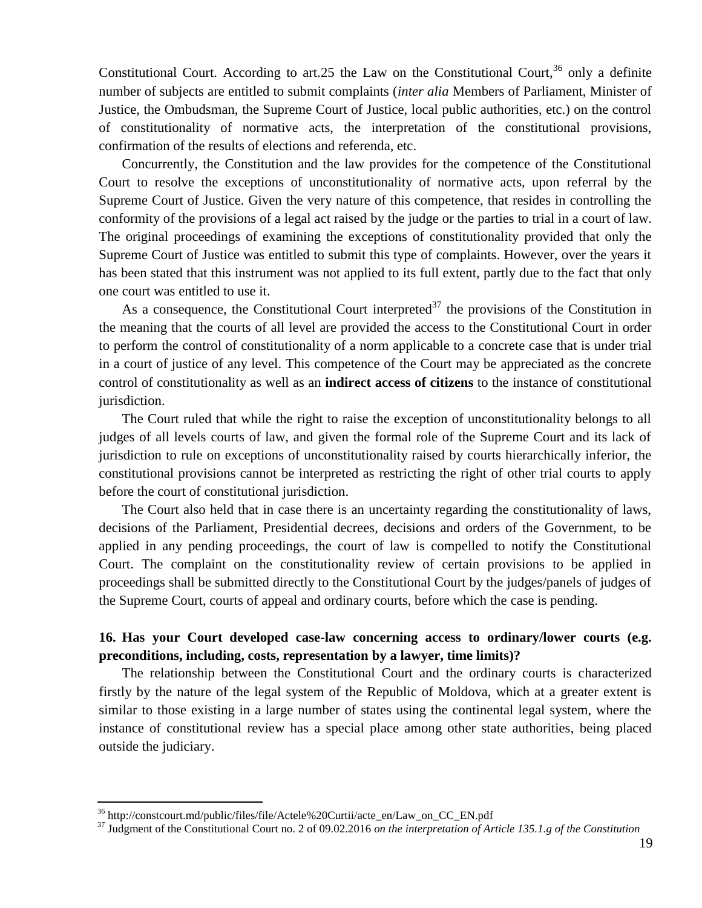Constitutional Court. According to art.25 the Law on the Constitutional Court,[36] only a definite number of subjects are entitled to submit complaints (*inter alia* Members of Parliament, Minister of Justice, the Ombudsman, the Supreme Court of Justice, local public authorities, etc.) on the control of constitutionality of normative acts, the interpretation of the constitutional provisions, confirmation of the results of elections and referenda, etc.

Concurrently, the Constitution and the law provides for the competence of the Constitutional Court to resolve the exceptions of unconstitutionality of normative acts, upon referral by the Supreme Court of Justice. Given the very nature of this competence, that resides in controlling the conformity of the provisions of a legal act raised by the judge or the parties to trial in a court of law. The original proceedings of examining the exceptions of constitutionality provided that only the Supreme Court of Justice was entitled to submit this type of complaints. However, over the years it has been stated that this instrument was not applied to its full extent, partly due to the fact that only one court was entitled to use it.

As a consequence, the Constitutional Court interpreted[37] the provisions of the Constitution in the meaning that the courts of all level are provided the access to the Constitutional Court in order to perform the control of constitutionality of a norm applicable to a concrete case that is under trial in a court of justice of any level. This competence of the Court may be appreciated as the concrete control of constitutionality as well as an **indirect access of citizens** to the instance of constitutional jurisdiction.

The Court ruled that while the right to raise the exception of unconstitutionality belongs to all judges of all levels courts of law, and given the formal role of the Supreme Court and its lack of jurisdiction to rule on exceptions of unconstitutionality raised by courts hierarchically inferior, the constitutional provisions cannot be interpreted as restricting the right of other trial courts to apply before the court of constitutional jurisdiction.

The Court also held that in case there is an uncertainty regarding the constitutionality of laws, decisions of the Parliament, Presidential decrees, decisions and orders of the Government, to be applied in any pending proceedings, the court of law is compelled to notify the Constitutional Court. The complaint on the constitutionality review of certain provisions to be applied in proceedings shall be submitted directly to the Constitutional Court by the judges/panels of judges of the Supreme Court, courts of appeal and ordinary courts, before which the case is pending.

### 16. Has your Court developed case-law concerning access to ordinary/lower courts (e.g. preconditions, including, costs, representation by a lawyer, time limits)?

The relationship between the Constitutional Court and the ordinary courts is characterized firstly by the nature of the legal system of the Republic of Moldova, which at a greater extent is similar to those existing in a large number of states using the continental legal system, where the instance of constitutional review has a special place among other state authorities, being placed outside the judiciary.

---

[36] http://constcourt.md/public/files/file/Actele%20Curtii/acte_en/Law_on_CC_EN.pdf

[37] Judgment of the Constitutional Court no. 2 of 09.02.2016 *on the interpretation of Article 135.1.g of the Constitution*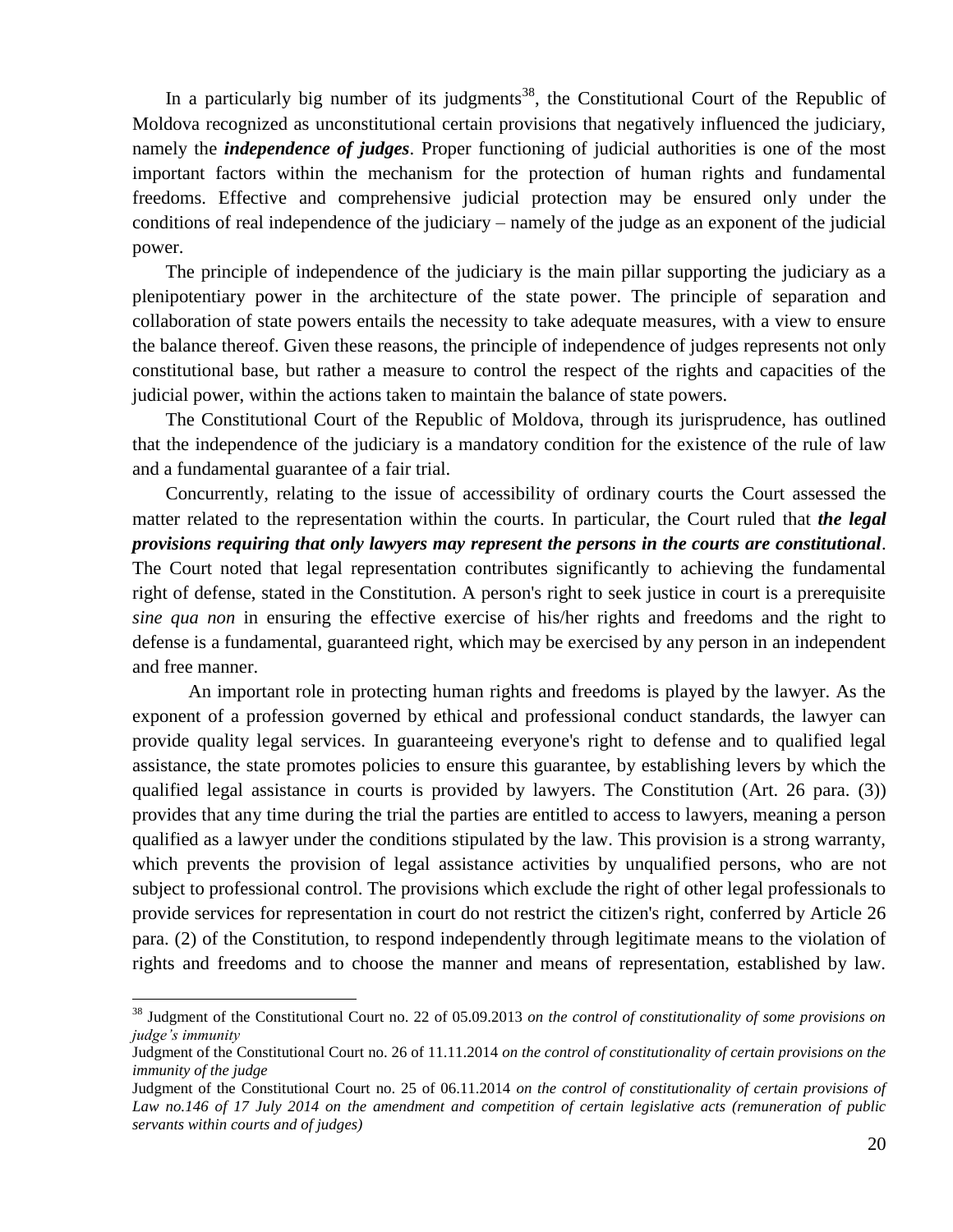In a particularly big number of its judgments[38], the Constitutional Court of the Republic of Moldova recognized as unconstitutional certain provisions that negatively influenced the judiciary, namely the ***independence of judges***. Proper functioning of judicial authorities is one of the most important factors within the mechanism for the protection of human rights and fundamental freedoms. Effective and comprehensive judicial protection may be ensured only under the conditions of real independence of the judiciary – namely of the judge as an exponent of the judicial power.

The principle of independence of the judiciary is the main pillar supporting the judiciary as a plenipotentiary power in the architecture of the state power. The principle of separation and collaboration of state powers entails the necessity to take adequate measures, with a view to ensure the balance thereof. Given these reasons, the principle of independence of judges represents not only constitutional base, but rather a measure to control the respect of the rights and capacities of the judicial power, within the actions taken to maintain the balance of state powers.

The Constitutional Court of the Republic of Moldova, through its jurisprudence, has outlined that the independence of the judiciary is a mandatory condition for the existence of the rule of law and a fundamental guarantee of a fair trial.

Concurrently, relating to the issue of accessibility of ordinary courts the Court assessed the matter related to the representation within the courts. In particular, the Court ruled that ***the legal provisions requiring that only lawyers may represent the persons in the courts are constitutional***. The Court noted that legal representation contributes significantly to achieving the fundamental right of defense, stated in the Constitution. A person's right to seek justice in court is a prerequisite *sine qua non* in ensuring the effective exercise of his/her rights and freedoms and the right to defense is a fundamental, guaranteed right, which may be exercised by any person in an independent and free manner.

An important role in protecting human rights and freedoms is played by the lawyer. As the exponent of a profession governed by ethical and professional conduct standards, the lawyer can provide quality legal services. In guaranteeing everyone's right to defense and to qualified legal assistance, the state promotes policies to ensure this guarantee, by establishing levers by which the qualified legal assistance in courts is provided by lawyers. The Constitution (Art. 26 para. (3)) provides that any time during the trial the parties are entitled to access to lawyers, meaning a person qualified as a lawyer under the conditions stipulated by the law. This provision is a strong warranty, which prevents the provision of legal assistance activities by unqualified persons, who are not subject to professional control. The provisions which exclude the right of other legal professionals to provide services for representation in court do not restrict the citizen's right, conferred by Article 26 para. (2) of the Constitution, to respond independently through legitimate means to the violation of rights and freedoms and to choose the manner and means of representation, established by law.

---

[38] Judgment of the Constitutional Court no. 22 of 05.09.2013 *on the control of constitutionality of some provisions on judge's immunity*

Judgment of the Constitutional Court no. 26 of 11.11.2014 *on the control of constitutionality of certain provisions on the immunity of the judge*

Judgment of the Constitutional Court no. 25 of 06.11.2014 *on the control of constitutionality of certain provisions of Law no.146 of 17 July 2014 on the amendment and competition of certain legislative acts (remuneration of public servants within courts and of judges)*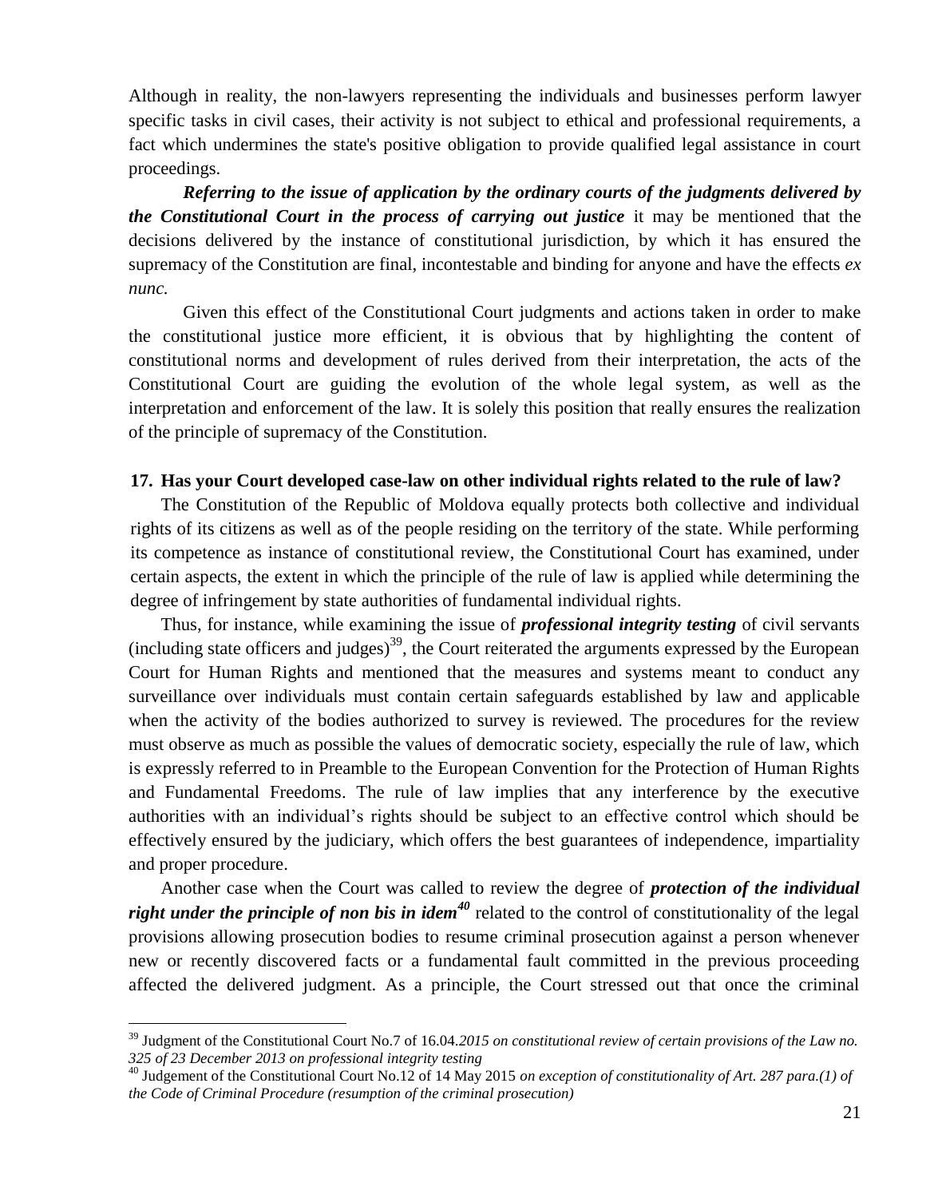Although in reality, the non-lawyers representing the individuals and businesses perform lawyer specific tasks in civil cases, their activity is not subject to ethical and professional requirements, a fact which undermines the state's positive obligation to provide qualified legal assistance in court proceedings.

***Referring to the issue of application by the ordinary courts of the judgments delivered by the Constitutional Court in the process of carrying out justice*** it may be mentioned that the decisions delivered by the instance of constitutional jurisdiction, by which it has ensured the supremacy of the Constitution are final, incontestable and binding for anyone and have the effects *ex nunc.*

Given this effect of the Constitutional Court judgments and actions taken in order to make the constitutional justice more efficient, it is obvious that by highlighting the content of constitutional norms and development of rules derived from their interpretation, the acts of the Constitutional Court are guiding the evolution of the whole legal system, as well as the interpretation and enforcement of the law. It is solely this position that really ensures the realization of the principle of supremacy of the Constitution.

**17. Has your Court developed case-law on other individual rights related to the rule of law?**

The Constitution of the Republic of Moldova equally protects both collective and individual rights of its citizens as well as of the people residing on the territory of the state. While performing its competence as instance of constitutional review, the Constitutional Court has examined, under certain aspects, the extent in which the principle of the rule of law is applied while determining the degree of infringement by state authorities of fundamental individual rights.

Thus, for instance, while examining the issue of ***professional integrity testing*** of civil servants (including state officers and judges)[39], the Court reiterated the arguments expressed by the European Court for Human Rights and mentioned that the measures and systems meant to conduct any surveillance over individuals must contain certain safeguards established by law and applicable when the activity of the bodies authorized to survey is reviewed. The procedures for the review must observe as much as possible the values of democratic society, especially the rule of law, which is expressly referred to in Preamble to the European Convention for the Protection of Human Rights and Fundamental Freedoms. The rule of law implies that any interference by the executive authorities with an individual's rights should be subject to an effective control which should be effectively ensured by the judiciary, which offers the best guarantees of independence, impartiality and proper procedure.

Another case when the Court was called to review the degree of ***protection of the individual right under the principle of non bis in idem***[40] related to the control of constitutionality of the legal provisions allowing prosecution bodies to resume criminal prosecution against a person whenever new or recently discovered facts or a fundamental fault committed in the previous proceeding affected the delivered judgment. As a principle, the Court stressed out that once the criminal

---

[39] Judgment of the Constitutional Court No.7 of 16.04.*2015 on constitutional review of certain provisions of the Law no. 325 of 23 December 2013 on professional integrity testing*

[40] Judgement of the Constitutional Court No.12 of 14 May 2015 *on exception of constitutionality of Art. 287 para.(1) of the Code of Criminal Procedure (resumption of the criminal prosecution)*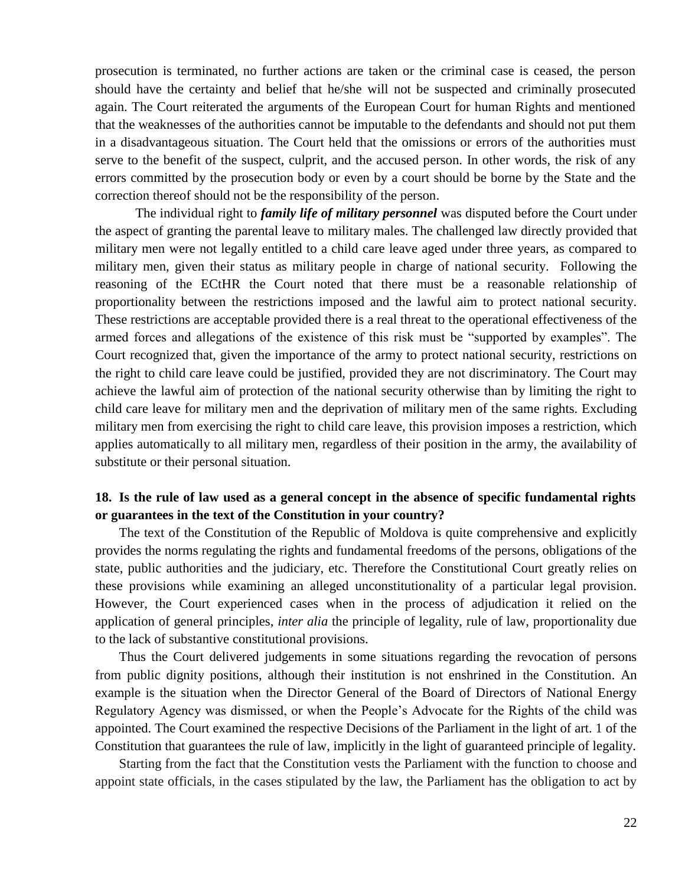prosecution is terminated, no further actions are taken or the criminal case is ceased, the person should have the certainty and belief that he/she will not be suspected and criminally prosecuted again. The Court reiterated the arguments of the European Court for human Rights and mentioned that the weaknesses of the authorities cannot be imputable to the defendants and should not put them in a disadvantageous situation. The Court held that the omissions or errors of the authorities must serve to the benefit of the suspect, culprit, and the accused person. In other words, the risk of any errors committed by the prosecution body or even by a court should be borne by the State and the correction thereof should not be the responsibility of the person.

The individual right to ***family life of military personnel*** was disputed before the Court under the aspect of granting the parental leave to military males. The challenged law directly provided that military men were not legally entitled to a child care leave aged under three years, as compared to military men, given their status as military people in charge of national security. Following the reasoning of the ECtHR the Court noted that there must be a reasonable relationship of proportionality between the restrictions imposed and the lawful aim to protect national security. These restrictions are acceptable provided there is a real threat to the operational effectiveness of the armed forces and allegations of the existence of this risk must be "supported by examples". The Court recognized that, given the importance of the army to protect national security, restrictions on the right to child care leave could be justified, provided they are not discriminatory. The Court may achieve the lawful aim of protection of the national security otherwise than by limiting the right to child care leave for military men and the deprivation of military men of the same rights. Excluding military men from exercising the right to child care leave, this provision imposes a restriction, which applies automatically to all military men, regardless of their position in the army, the availability of substitute or their personal situation.

## 18. Is the rule of law used as a general concept in the absence of specific fundamental rights or guarantees in the text of the Constitution in your country?

The text of the Constitution of the Republic of Moldova is quite comprehensive and explicitly provides the norms regulating the rights and fundamental freedoms of the persons, obligations of the state, public authorities and the judiciary, etc. Therefore the Constitutional Court greatly relies on these provisions while examining an alleged unconstitutionality of a particular legal provision. However, the Court experienced cases when in the process of adjudication it relied on the application of general principles, *inter alia* the principle of legality, rule of law, proportionality due to the lack of substantive constitutional provisions.

Thus the Court delivered judgements in some situations regarding the revocation of persons from public dignity positions, although their institution is not enshrined in the Constitution. An example is the situation when the Director General of the Board of Directors of National Energy Regulatory Agency was dismissed, or when the People's Advocate for the Rights of the child was appointed. The Court examined the respective Decisions of the Parliament in the light of art. 1 of the Constitution that guarantees the rule of law, implicitly in the light of guaranteed principle of legality.

Starting from the fact that the Constitution vests the Parliament with the function to choose and appoint state officials, in the cases stipulated by the law, the Parliament has the obligation to act by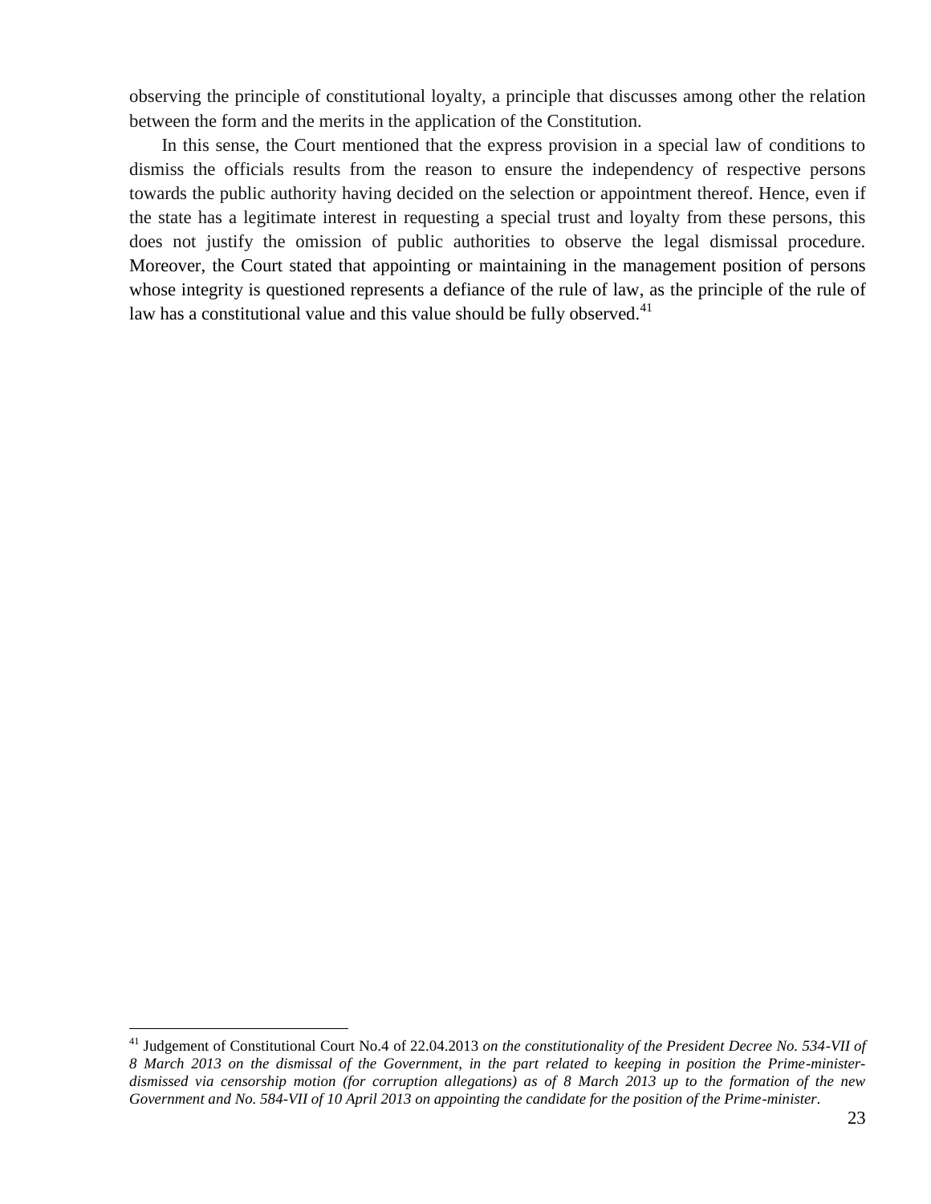observing the principle of constitutional loyalty, a principle that discusses among other the relation between the form and the merits in the application of the Constitution.

In this sense, the Court mentioned that the express provision in a special law of conditions to dismiss the officials results from the reason to ensure the independency of respective persons towards the public authority having decided on the selection or appointment thereof. Hence, even if the state has a legitimate interest in requesting a special trust and loyalty from these persons, this does not justify the omission of public authorities to observe the legal dismissal procedure. Moreover, the Court stated that appointing or maintaining in the management position of persons whose integrity is questioned represents a defiance of the rule of law, as the principle of the rule of law has a constitutional value and this value should be fully observed.[41]

---

[41] Judgement of Constitutional Court No.4 of 22.04.2013 *on the constitutionality of the President Decree No. 534-VII of 8 March 2013 on the dismissal of the Government, in the part related to keeping in position the Prime-minister-dismissed via censorship motion (for corruption allegations) as of 8 March 2013 up to the formation of the new Government and No. 584-VII of 10 April 2013 on appointing the candidate for the position of the Prime-minister.*